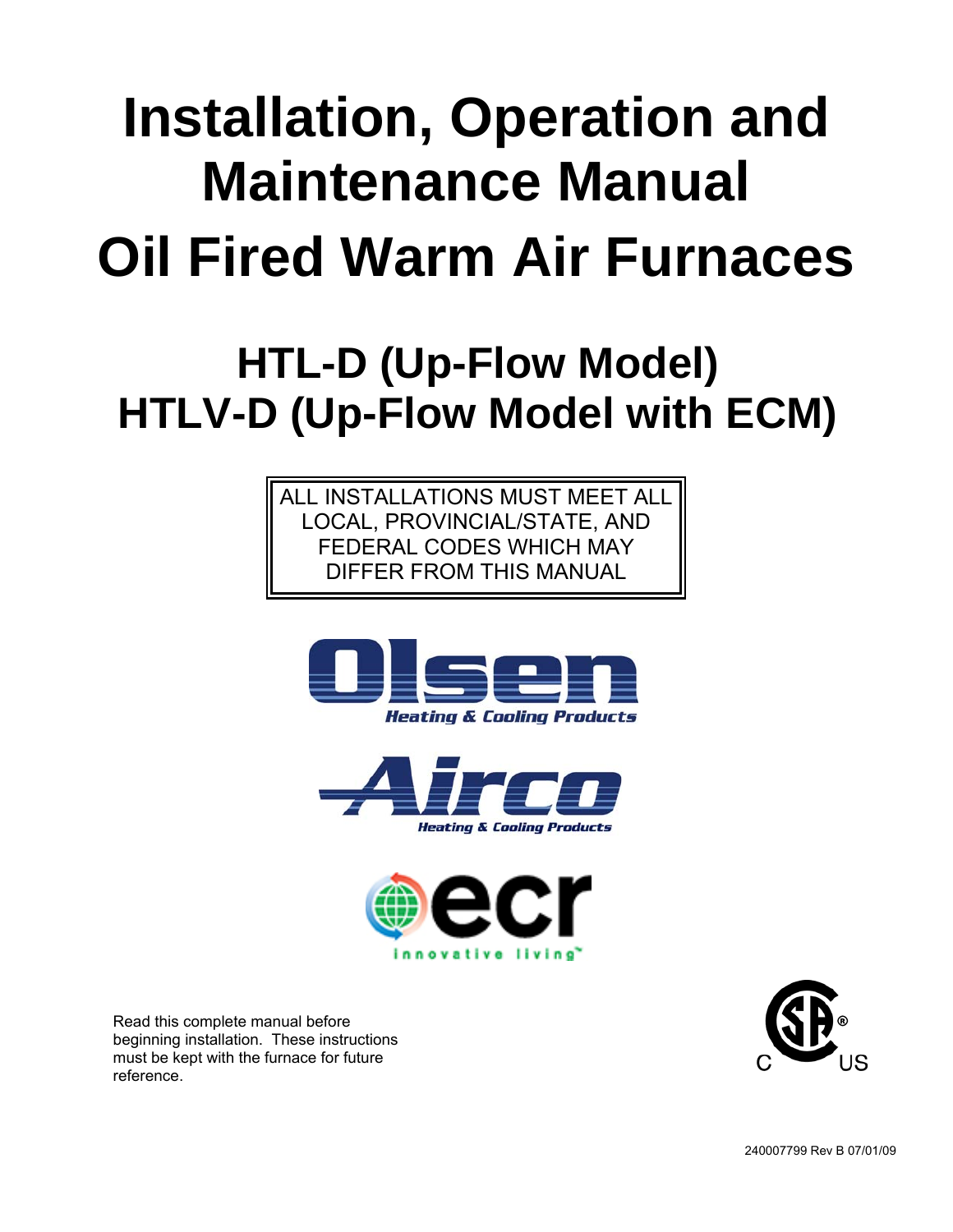# Installation, Operation and Maintenance Manual

# Oil Fired Warm Air Furnaces

## HTL-D (Up-Flow Model)
## HTLV-D (Up-Flow Model with ECM)

| ALL INSTALLATIONS MUST MEET ALL LOCAL, PROVINCIAL/STATE, AND FEDERAL CODES WHICH MAY DIFFER FROM THIS MANUAL |
|---|

Olsen
Heating & Cooling Products

Airco
Heating & Cooling Products

ecr
innovative living™

Read this complete manual before beginning installation. These instructions must be kept with the furnace for future reference.

C SA® US

240007799 Rev B 07/01/09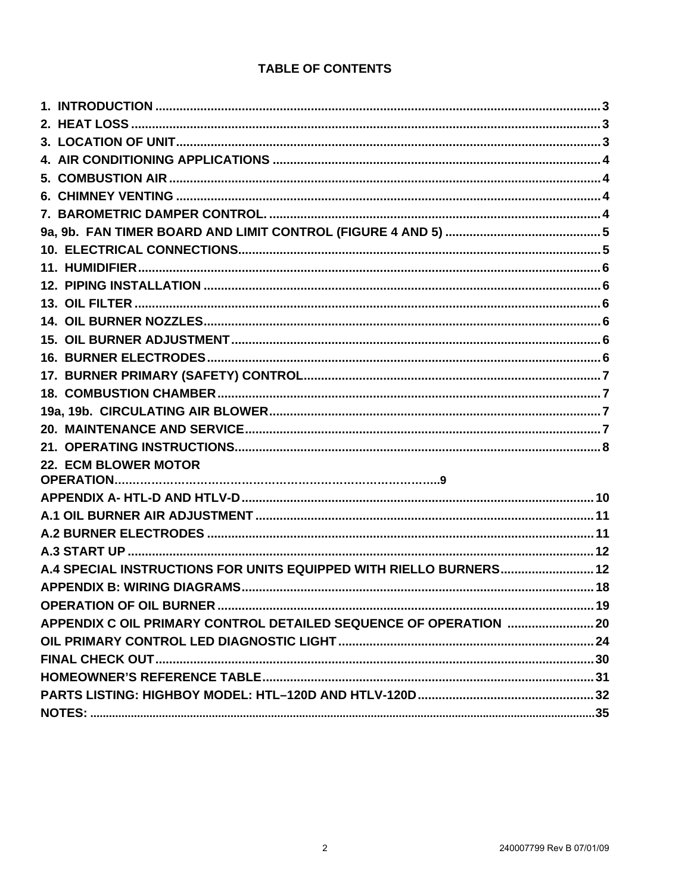# TABLE OF CONTENTS

1. INTRODUCTION ........ 3
2. HEAT LOSS ........ 3
3. LOCATION OF UNIT ........ 3
4. AIR CONDITIONING APPLICATIONS ........ 4
5. COMBUSTION AIR ........ 4
6. CHIMNEY VENTING ........ 4
7. BAROMETRIC DAMPER CONTROL. ........ 4

9a, 9b. FAN TIMER BOARD AND LIMIT CONTROL (FIGURE 4 AND 5) ........ 5

10. ELECTRICAL CONNECTIONS ........ 5

11. HUMIDIFIER ........ 6

12. PIPING INSTALLATION ........ 6

13. OIL FILTER ........ 6

14. OIL BURNER NOZZLES ........ 6

15. OIL BURNER ADJUSTMENT ........ 6

16. BURNER ELECTRODES ........ 6

17. BURNER PRIMARY (SAFETY) CONTROL ........ 7

18. COMBUSTION CHAMBER ........ 7

19a, 19b. CIRCULATING AIR BLOWER ........ 7

20. MAINTENANCE AND SERVICE ........ 7

21. OPERATING INSTRUCTIONS ........ 8

22. ECM BLOWER MOTOR OPERATION ........ 9

APPENDIX A- HTL-D AND HTLV-D ........ 10

A.1 OIL BURNER AIR ADJUSTMENT ........ 11

A.2 BURNER ELECTRODES ........ 11

A.3 START UP ........ 12

A.4 SPECIAL INSTRUCTIONS FOR UNITS EQUIPPED WITH RIELLO BURNERS ........ 12

APPENDIX B: WIRING DIAGRAMS ........ 18

OPERATION OF OIL BURNER ........ 19

APPENDIX C OIL PRIMARY CONTROL DETAILED SEQUENCE OF OPERATION ........ 20

OIL PRIMARY CONTROL LED DIAGNOSTIC LIGHT ........ 24

FINAL CHECK OUT ........ 30

HOMEOWNER'S REFERENCE TABLE ........ 31

PARTS LISTING: HIGHBOY MODEL: HTL–120D AND HTLV-120D ........ 32

NOTES: ........ 35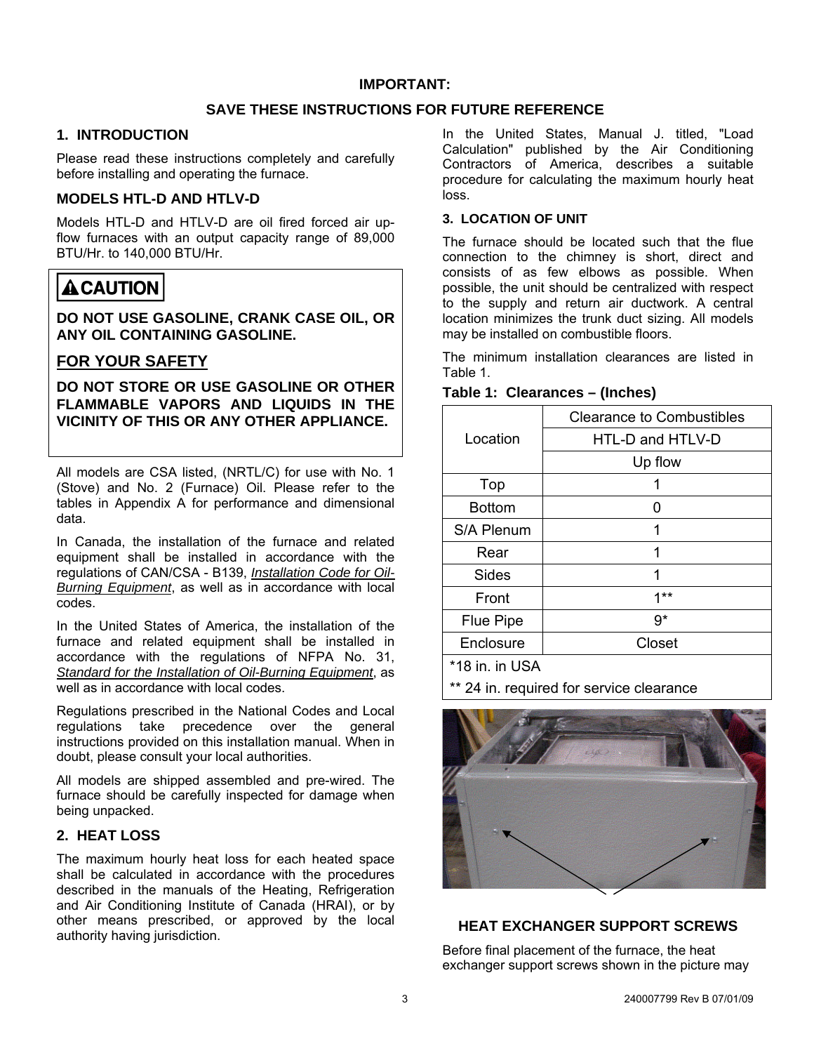**IMPORTANT:**

**SAVE THESE INSTRUCTIONS FOR FUTURE REFERENCE**

## 1. INTRODUCTION

Please read these instructions completely and carefully before installing and operating the furnace.

### MODELS HTL-D AND HTLV-D

Models HTL-D and HTLV-D are oil fired forced air up-flow furnaces with an output capacity range of 89,000 BTU/Hr. to 140,000 BTU/Hr.

> **⚠CAUTION**
>
> **DO NOT USE GASOLINE, CRANK CASE OIL, OR ANY OIL CONTAINING GASOLINE.**
>
> **FOR YOUR SAFETY**
>
> **DO NOT STORE OR USE GASOLINE OR OTHER FLAMMABLE VAPORS AND LIQUIDS IN THE VICINITY OF THIS OR ANY OTHER APPLIANCE.**

All models are CSA listed, (NRTL/C) for use with No. 1 (Stove) and No. 2 (Furnace) Oil. Please refer to the tables in Appendix A for performance and dimensional data.

In Canada, the installation of the furnace and related equipment shall be installed in accordance with the regulations of CAN/CSA - B139, *Installation Code for Oil-Burning Equipment*, as well as in accordance with local codes.

In the United States of America, the installation of the furnace and related equipment shall be installed in accordance with the regulations of NFPA No. 31, *Standard for the Installation of Oil-Burning Equipment*, as well as in accordance with local codes.

Regulations prescribed in the National Codes and Local regulations take precedence over the general instructions provided on this installation manual. When in doubt, please consult your local authorities.

All models are shipped assembled and pre-wired. The furnace should be carefully inspected for damage when being unpacked.

## 2. HEAT LOSS

The maximum hourly heat loss for each heated space shall be calculated in accordance with the procedures described in the manuals of the Heating, Refrigeration and Air Conditioning Institute of Canada (HRAI), or by other means prescribed, or approved by the local authority having jurisdiction.

In the United States, Manual J. titled, "Load Calculation" published by the Air Conditioning Contractors of America, describes a suitable procedure for calculating the maximum hourly heat loss.

## 3. LOCATION OF UNIT

The furnace should be located such that the flue connection to the chimney is short, direct and consists of as few elbows as possible. When possible, the unit should be centralized with respect to the supply and return air ductwork. A central location minimizes the trunk duct sizing. All models may be installed on combustible floors.

The minimum installation clearances are listed in Table 1.

**Table 1: Clearances – (Inches)**

| Location | Clearance to Combustibles |
|---|---|
| | HTL-D and HTLV-D |
| | Up flow |
| Top | 1 |
| Bottom | 0 |
| S/A Plenum | 1 |
| Rear | 1 |
| Sides | 1 |
| Front | 1** |
| Flue Pipe | 9* |
| Enclosure | Closet |

*18 in. in USA

** 24 in. required for service clearance

### HEAT EXCHANGER SUPPORT SCREWS

Before final placement of the furnace, the heat exchanger support screws shown in the picture may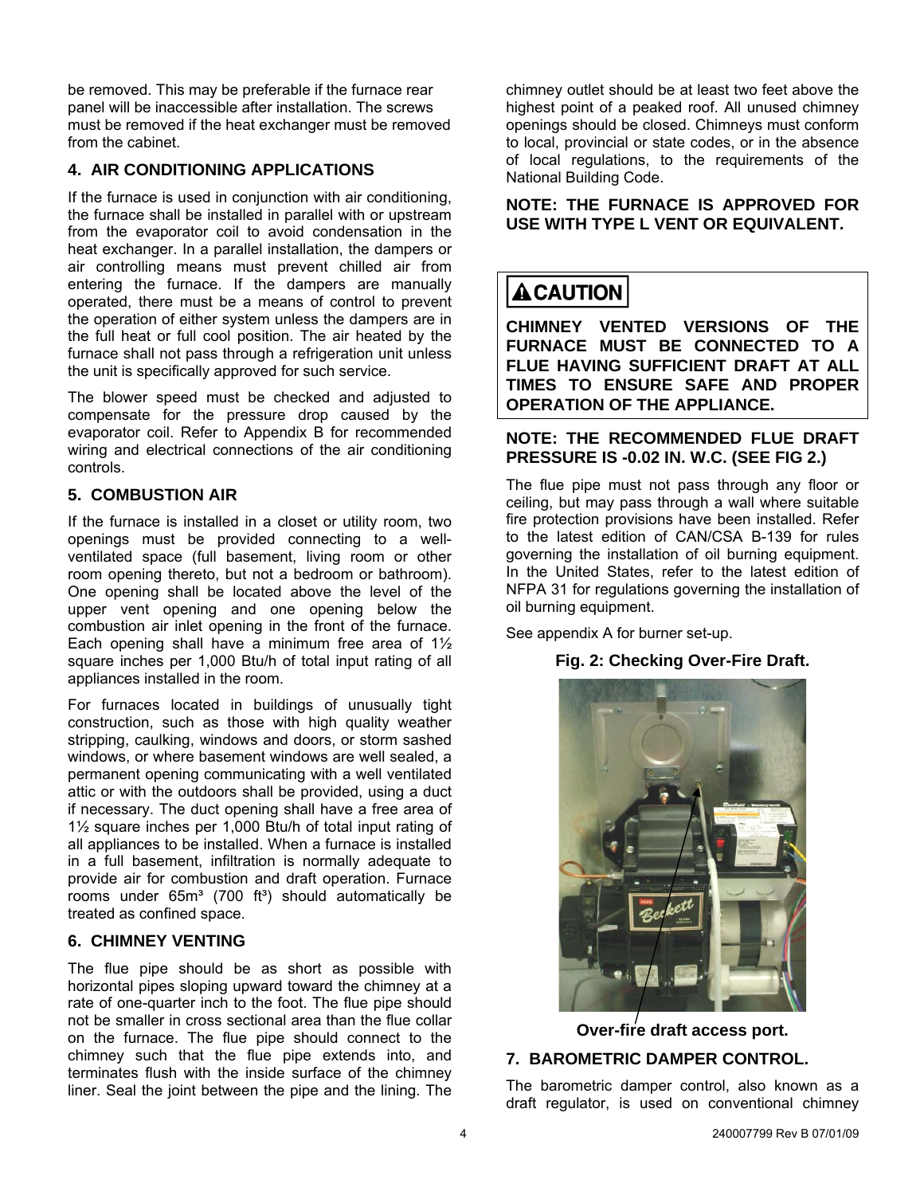be removed. This may be preferable if the furnace rear panel will be inaccessible after installation. The screws must be removed if the heat exchanger must be removed from the cabinet.

## 4. AIR CONDITIONING APPLICATIONS

If the furnace is used in conjunction with air conditioning, the furnace shall be installed in parallel with or upstream from the evaporator coil to avoid condensation in the heat exchanger. In a parallel installation, the dampers or air controlling means must prevent chilled air from entering the furnace. If the dampers are manually operated, there must be a means of control to prevent the operation of either system unless the dampers are in the full heat or full cool position. The air heated by the furnace shall not pass through a refrigeration unit unless the unit is specifically approved for such service.

The blower speed must be checked and adjusted to compensate for the pressure drop caused by the evaporator coil. Refer to Appendix B for recommended wiring and electrical connections of the air conditioning controls.

## 5. COMBUSTION AIR

If the furnace is installed in a closet or utility room, two openings must be provided connecting to a well-ventilated space (full basement, living room or other room opening thereto, but not a bedroom or bathroom). One opening shall be located above the level of the upper vent opening and one opening below the combustion air inlet opening in the front of the furnace. Each opening shall have a minimum free area of 1½ square inches per 1,000 Btu/h of total input rating of all appliances installed in the room.

For furnaces located in buildings of unusually tight construction, such as those with high quality weather stripping, caulking, windows and doors, or storm sashed windows, or where basement windows are well sealed, a permanent opening communicating with a well ventilated attic or with the outdoors shall be provided, using a duct if necessary. The duct opening shall have a free area of 1½ square inches per 1,000 Btu/h of total input rating of all appliances to be installed. When a furnace is installed in a full basement, infiltration is normally adequate to provide air for combustion and draft operation. Furnace rooms under $65m^3$ ($700\ ft^3$) should automatically be treated as confined space.

## 6. CHIMNEY VENTING

The flue pipe should be as short as possible with horizontal pipes sloping upward toward the chimney at a rate of one-quarter inch to the foot. The flue pipe should not be smaller in cross sectional area than the flue collar on the furnace. The flue pipe should connect to the chimney such that the flue pipe extends into, and terminates flush with the inside surface of the chimney liner. Seal the joint between the pipe and the lining. The chimney outlet should be at least two feet above the highest point of a peaked roof. All unused chimney openings should be closed. Chimneys must conform to local, provincial or state codes, or in the absence of local regulations, to the requirements of the National Building Code.

**NOTE: THE FURNACE IS APPROVED FOR USE WITH TYPE L VENT OR EQUIVALENT.**

**⚠CAUTION**

**CHIMNEY VENTED VERSIONS OF THE FURNACE MUST BE CONNECTED TO A FLUE HAVING SUFFICIENT DRAFT AT ALL TIMES TO ENSURE SAFE AND PROPER OPERATION OF THE APPLIANCE.**

**NOTE: THE RECOMMENDED FLUE DRAFT PRESSURE IS -0.02 IN. W.C. (SEE FIG 2.)**

The flue pipe must not pass through any floor or ceiling, but may pass through a wall where suitable fire protection provisions have been installed. Refer to the latest edition of CAN/CSA B-139 for rules governing the installation of oil burning equipment. In the United States, refer to the latest edition of NFPA 31 for regulations governing the installation of oil burning equipment.

See appendix A for burner set-up.

**Fig. 2: Checking Over-Fire Draft.**

**Over-fire draft access port.**

## 7. BAROMETRIC DAMPER CONTROL.

The barometric damper control, also known as a draft regulator, is used on conventional chimney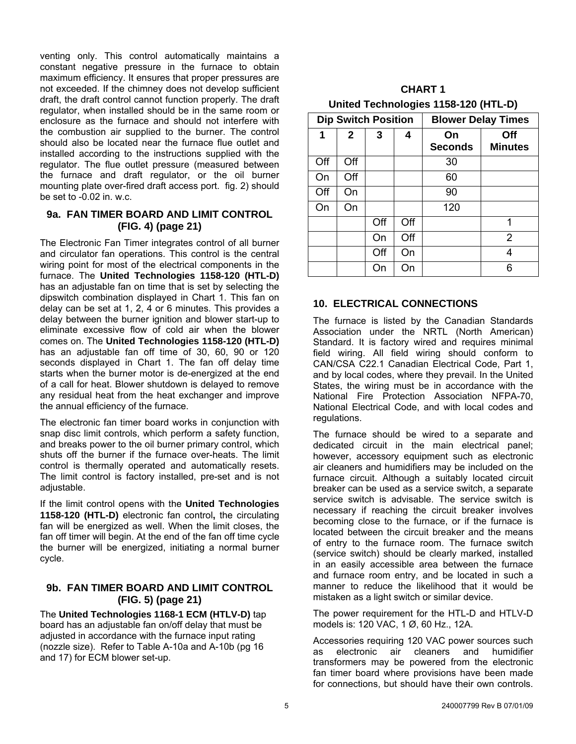venting only. This control automatically maintains a constant negative pressure in the furnace to obtain maximum efficiency. It ensures that proper pressures are not exceeded. If the chimney does not develop sufficient draft, the draft control cannot function properly. The draft regulator, when installed should be in the same room or enclosure as the furnace and should not interfere with the combustion air supplied to the burner. The control should also be located near the furnace flue outlet and installed according to the instructions supplied with the regulator. The flue outlet pressure (measured between the furnace and draft regulator, or the oil burner mounting plate over-fired draft access port. fig. 2) should be set to -0.02 in. w.c.

### 9a. FAN TIMER BOARD AND LIMIT CONTROL (FIG. 4) (page 21)

The Electronic Fan Timer integrates control of all burner and circulator fan operations. This control is the central wiring point for most of the electrical components in the furnace. The **United Technologies 1158-120 (HTL-D)** has an adjustable fan on time that is set by selecting the dipswitch combination displayed in Chart 1. This fan on delay can be set at 1, 2, 4 or 6 minutes. This provides a delay between the burner ignition and blower start-up to eliminate excessive flow of cold air when the blower comes on. The **United Technologies 1158-120 (HTL-D)** has an adjustable fan off time of 30, 60, 90 or 120 seconds displayed in Chart 1. The fan off delay time starts when the burner motor is de-energized at the end of a call for heat. Blower shutdown is delayed to remove any residual heat from the heat exchanger and improve the annual efficiency of the furnace.

The electronic fan timer board works in conjunction with snap disc limit controls, which perform a safety function, and breaks power to the oil burner primary control, which shuts off the burner if the furnace over-heats. The limit control is thermally operated and automatically resets. The limit control is factory installed, pre-set and is not adjustable.

If the limit control opens with the **United Technologies 1158-120 (HTL-D)** electronic fan control**,** the circulating fan will be energized as well. When the limit closes, the fan off timer will begin. At the end of the fan off time cycle the burner will be energized, initiating a normal burner cycle.

### 9b. FAN TIMER BOARD AND LIMIT CONTROL (FIG. 5) (page 21)

The **United Technologies 1168-1 ECM (HTLV-D)** tap board has an adjustable fan on/off delay that must be adjusted in accordance with the furnace input rating (nozzle size). Refer to Table A-10a and A-10b (pg 16 and 17) for ECM blower set-up.

**CHART 1**

**United Technologies 1158-120 (HTL-D)**

| Dip Switch Position | | | | Blower Delay Times | |
|---|---|---|---|---|---|
| **1** | **2** | **3** | **4** | **On Seconds** | **Off Minutes** |
| Off | Off | | | 30 | |
| On | Off | | | 60 | |
| Off | On | | | 90 | |
| On | On | | | 120 | |
| | | Off | Off | | 1 |
| | | On | Off | | 2 |
| | | Off | On | | 4 |
| | | On | On | | 6 |

### 10. ELECTRICAL CONNECTIONS

The furnace is listed by the Canadian Standards Association under the NRTL (North American) Standard. It is factory wired and requires minimal field wiring. All field wiring should conform to CAN/CSA C22.1 Canadian Electrical Code, Part 1, and by local codes, where they prevail. In the United States, the wiring must be in accordance with the National Fire Protection Association NFPA-70, National Electrical Code, and with local codes and regulations.

The furnace should be wired to a separate and dedicated circuit in the main electrical panel; however, accessory equipment such as electronic air cleaners and humidifiers may be included on the furnace circuit. Although a suitably located circuit breaker can be used as a service switch, a separate service switch is advisable. The service switch is necessary if reaching the circuit breaker involves becoming close to the furnace, or if the furnace is located between the circuit breaker and the means of entry to the furnace room. The furnace switch (service switch) should be clearly marked, installed in an easily accessible area between the furnace and furnace room entry, and be located in such a manner to reduce the likelihood that it would be mistaken as a light switch or similar device.

The power requirement for the HTL-D and HTLV-D models is: 120 VAC, 1 Ø, 60 Hz., 12A.

Accessories requiring 120 VAC power sources such as electronic air cleaners and humidifier transformers may be powered from the electronic fan timer board where provisions have been made for connections, but should have their own controls.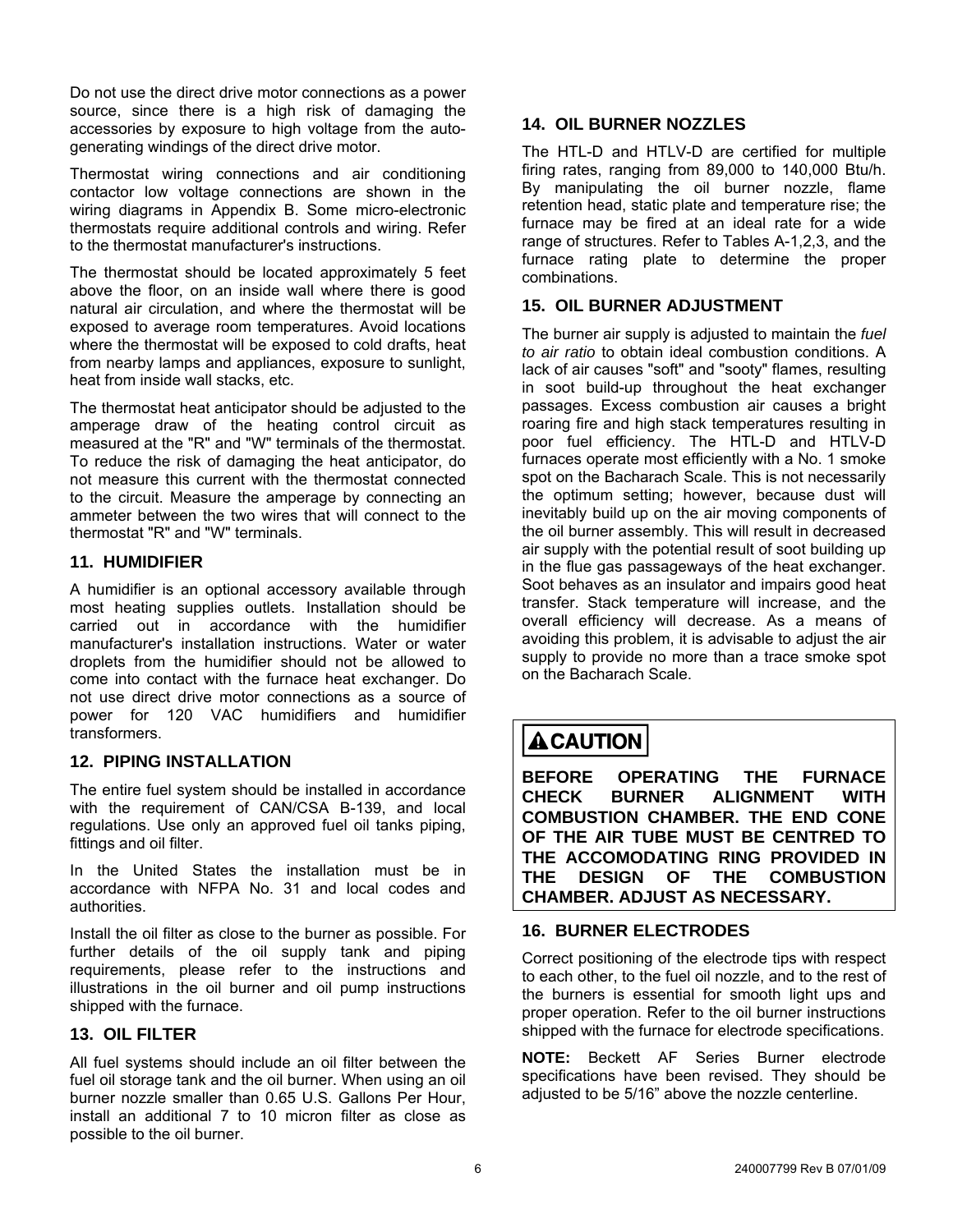Do not use the direct drive motor connections as a power source, since there is a high risk of damaging the accessories by exposure to high voltage from the auto-generating windings of the direct drive motor.

Thermostat wiring connections and air conditioning contactor low voltage connections are shown in the wiring diagrams in Appendix B. Some micro-electronic thermostats require additional controls and wiring. Refer to the thermostat manufacturer's instructions.

The thermostat should be located approximately 5 feet above the floor, on an inside wall where there is good natural air circulation, and where the thermostat will be exposed to average room temperatures. Avoid locations where the thermostat will be exposed to cold drafts, heat from nearby lamps and appliances, exposure to sunlight, heat from inside wall stacks, etc.

The thermostat heat anticipator should be adjusted to the amperage draw of the heating control circuit as measured at the "R" and "W" terminals of the thermostat. To reduce the risk of damaging the heat anticipator, do not measure this current with the thermostat connected to the circuit. Measure the amperage by connecting an ammeter between the two wires that will connect to the thermostat "R" and "W" terminals.

### 11. HUMIDIFIER

A humidifier is an optional accessory available through most heating supplies outlets. Installation should be carried out in accordance with the humidifier manufacturer's installation instructions. Water or water droplets from the humidifier should not be allowed to come into contact with the furnace heat exchanger. Do not use direct drive motor connections as a source of power for 120 VAC humidifiers and humidifier transformers.

### 12. PIPING INSTALLATION

The entire fuel system should be installed in accordance with the requirement of CAN/CSA B-139, and local regulations. Use only an approved fuel oil tanks piping, fittings and oil filter.

In the United States the installation must be in accordance with NFPA No. 31 and local codes and authorities.

Install the oil filter as close to the burner as possible. For further details of the oil supply tank and piping requirements, please refer to the instructions and illustrations in the oil burner and oil pump instructions shipped with the furnace.

### 13. OIL FILTER

All fuel systems should include an oil filter between the fuel oil storage tank and the oil burner. When using an oil burner nozzle smaller than 0.65 U.S. Gallons Per Hour, install an additional 7 to 10 micron filter as close as possible to the oil burner.

### 14. OIL BURNER NOZZLES

The HTL-D and HTLV-D are certified for multiple firing rates, ranging from 89,000 to 140,000 Btu/h. By manipulating the oil burner nozzle, flame retention head, static plate and temperature rise; the furnace may be fired at an ideal rate for a wide range of structures. Refer to Tables A-1,2,3, and the furnace rating plate to determine the proper combinations.

### 15. OIL BURNER ADJUSTMENT

The burner air supply is adjusted to maintain the *fuel to air ratio* to obtain ideal combustion conditions. A lack of air causes "soft" and "sooty" flames, resulting in soot build-up throughout the heat exchanger passages. Excess combustion air causes a bright roaring fire and high stack temperatures resulting in poor fuel efficiency. The HTL-D and HTLV-D furnaces operate most efficiently with a No. 1 smoke spot on the Bacharach Scale. This is not necessarily the optimum setting; however, because dust will inevitably build up on the air moving components of the oil burner assembly. This will result in decreased air supply with the potential result of soot building up in the flue gas passageways of the heat exchanger. Soot behaves as an insulator and impairs good heat transfer. Stack temperature will increase, and the overall efficiency will decrease. As a means of avoiding this problem, it is advisable to adjust the air supply to provide no more than a trace smoke spot on the Bacharach Scale.

**⚠CAUTION**

**BEFORE OPERATING THE FURNACE CHECK BURNER ALIGNMENT WITH COMBUSTION CHAMBER. THE END CONE OF THE AIR TUBE MUST BE CENTRED TO THE ACCOMODATING RING PROVIDED IN THE DESIGN OF THE COMBUSTION CHAMBER. ADJUST AS NECESSARY.**

### 16. BURNER ELECTRODES

Correct positioning of the electrode tips with respect to each other, to the fuel oil nozzle, and to the rest of the burners is essential for smooth light ups and proper operation. Refer to the oil burner instructions shipped with the furnace for electrode specifications.

**NOTE:** Beckett AF Series Burner electrode specifications have been revised. They should be adjusted to be 5/16" above the nozzle centerline.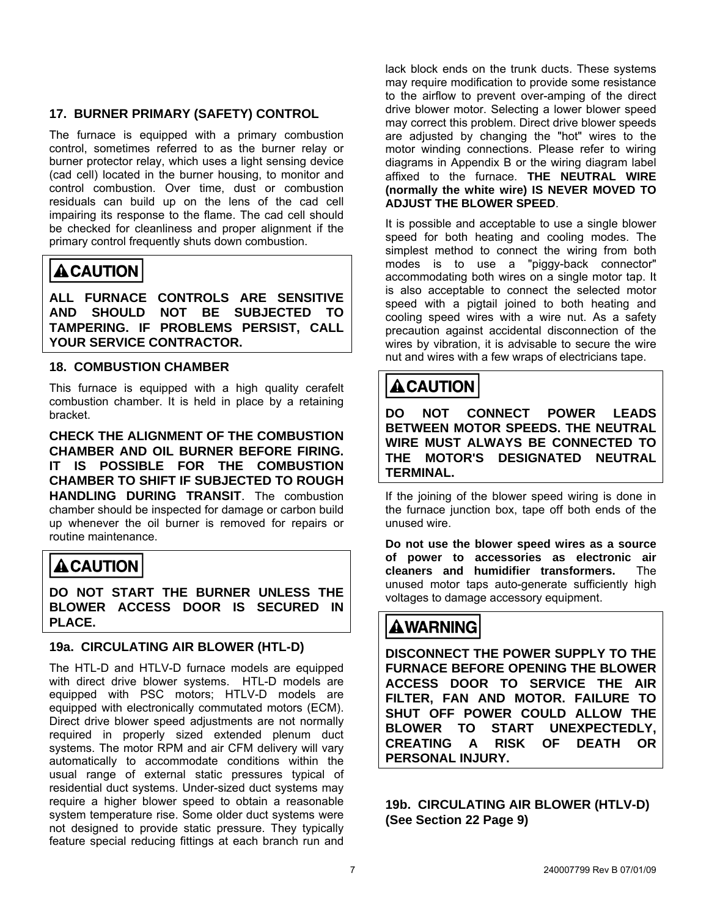## 17. BURNER PRIMARY (SAFETY) CONTROL

The furnace is equipped with a primary combustion control, sometimes referred to as the burner relay or burner protector relay, which uses a light sensing device (cad cell) located in the burner housing, to monitor and control combustion. Over time, dust or combustion residuals can build up on the lens of the cad cell impairing its response to the flame. The cad cell should be checked for cleanliness and proper alignment if the primary control frequently shuts down combustion.

> **⚠CAUTION**
>
> **ALL FURNACE CONTROLS ARE SENSITIVE AND SHOULD NOT BE SUBJECTED TO TAMPERING. IF PROBLEMS PERSIST, CALL YOUR SERVICE CONTRACTOR.**

## 18. COMBUSTION CHAMBER

This furnace is equipped with a high quality cerafelt combustion chamber. It is held in place by a retaining bracket.

**CHECK THE ALIGNMENT OF THE COMBUSTION CHAMBER AND OIL BURNER BEFORE FIRING. IT IS POSSIBLE FOR THE COMBUSTION CHAMBER TO SHIFT IF SUBJECTED TO ROUGH HANDLING DURING TRANSIT**. The combustion chamber should be inspected for damage or carbon build up whenever the oil burner is removed for repairs or routine maintenance.

> **⚠CAUTION**
>
> **DO NOT START THE BURNER UNLESS THE BLOWER ACCESS DOOR IS SECURED IN PLACE.**

## 19a. CIRCULATING AIR BLOWER (HTL-D)

The HTL-D and HTLV-D furnace models are equipped with direct drive blower systems. HTL-D models are equipped with PSC motors; HTLV-D models are equipped with electronically commutated motors (ECM). Direct drive blower speed adjustments are not normally required in properly sized extended plenum duct systems. The motor RPM and air CFM delivery will vary automatically to accommodate conditions within the usual range of external static pressures typical of residential duct systems. Under-sized duct systems may require a higher blower speed to obtain a reasonable system temperature rise. Some older duct systems were not designed to provide static pressure. They typically feature special reducing fittings at each branch run and lack block ends on the trunk ducts. These systems may require modification to provide some resistance to the airflow to prevent over-amping of the direct drive blower motor. Selecting a lower blower speed may correct this problem. Direct drive blower speeds are adjusted by changing the "hot" wires to the motor winding connections. Please refer to wiring diagrams in Appendix B or the wiring diagram label affixed to the furnace. **THE NEUTRAL WIRE (normally the white wire) IS NEVER MOVED TO ADJUST THE BLOWER SPEED**.

It is possible and acceptable to use a single blower speed for both heating and cooling modes. The simplest method to connect the wiring from both modes is to use a "piggy-back connector" accommodating both wires on a single motor tap. It is also acceptable to connect the selected motor speed with a pigtail joined to both heating and cooling speed wires with a wire nut. As a safety precaution against accidental disconnection of the wires by vibration, it is advisable to secure the wire nut and wires with a few wraps of electricians tape.

> **⚠CAUTION**
>
> **DO NOT CONNECT POWER LEADS BETWEEN MOTOR SPEEDS. THE NEUTRAL WIRE MUST ALWAYS BE CONNECTED TO THE MOTOR'S DESIGNATED NEUTRAL TERMINAL.**

If the joining of the blower speed wiring is done in the furnace junction box, tape off both ends of the unused wire.

**Do not use the blower speed wires as a source of power to accessories as electronic air cleaners and humidifier transformers.** The unused motor taps auto-generate sufficiently high voltages to damage accessory equipment.

> **⚠WARNING**
>
> **DISCONNECT THE POWER SUPPLY TO THE FURNACE BEFORE OPENING THE BLOWER ACCESS DOOR TO SERVICE THE AIR FILTER, FAN AND MOTOR. FAILURE TO SHUT OFF POWER COULD ALLOW THE BLOWER TO START UNEXPECTEDLY, CREATING A RISK OF DEATH OR PERSONAL INJURY.**

## 19b. CIRCULATING AIR BLOWER (HTLV-D) (See Section 22 Page 9)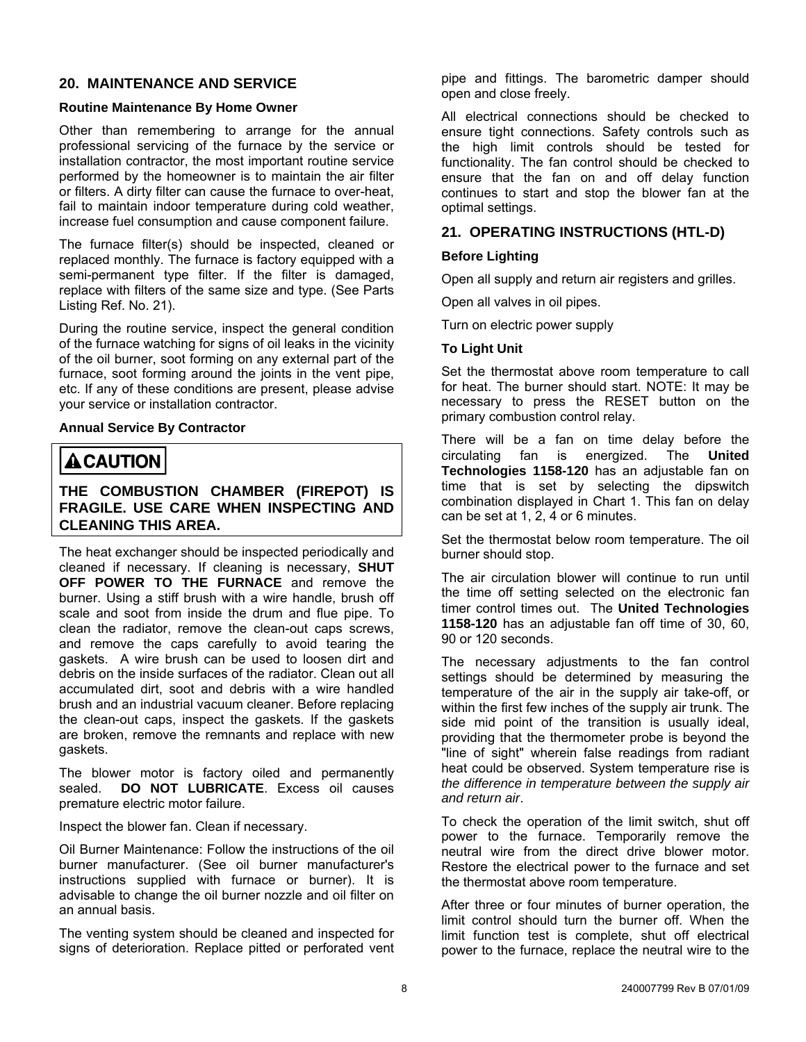## 20. MAINTENANCE AND SERVICE

### Routine Maintenance By Home Owner

Other than remembering to arrange for the annual professional servicing of the furnace by the service or installation contractor, the most important routine service performed by the homeowner is to maintain the air filter or filters. A dirty filter can cause the furnace to over-heat, fail to maintain indoor temperature during cold weather, increase fuel consumption and cause component failure.

The furnace filter(s) should be inspected, cleaned or replaced monthly. The furnace is factory equipped with a semi-permanent type filter. If the filter is damaged, replace with filters of the same size and type. (See Parts Listing Ref. No. 21).

During the routine service, inspect the general condition of the furnace watching for signs of oil leaks in the vicinity of the oil burner, soot forming on any external part of the furnace, soot forming around the joints in the vent pipe, etc. If any of these conditions are present, please advise your service or installation contractor.

### Annual Service By Contractor

> **⚠CAUTION**
>
> **THE COMBUSTION CHAMBER (FIREPOT) IS FRAGILE. USE CARE WHEN INSPECTING AND CLEANING THIS AREA.**

The heat exchanger should be inspected periodically and cleaned if necessary. If cleaning is necessary, **SHUT OFF POWER TO THE FURNACE** and remove the burner. Using a stiff brush with a wire handle, brush off scale and soot from inside the drum and flue pipe. To clean the radiator, remove the clean-out caps screws, and remove the caps carefully to avoid tearing the gaskets. A wire brush can be used to loosen dirt and debris on the inside surfaces of the radiator. Clean out all accumulated dirt, soot and debris with a wire handled brush and an industrial vacuum cleaner. Before replacing the clean-out caps, inspect the gaskets. If the gaskets are broken, remove the remnants and replace with new gaskets.

The blower motor is factory oiled and permanently sealed. **DO NOT LUBRICATE**. Excess oil causes premature electric motor failure.

Inspect the blower fan. Clean if necessary.

Oil Burner Maintenance: Follow the instructions of the oil burner manufacturer. (See oil burner manufacturer's instructions supplied with furnace or burner). It is advisable to change the oil burner nozzle and oil filter on an annual basis.

The venting system should be cleaned and inspected for signs of deterioration. Replace pitted or perforated vent pipe and fittings. The barometric damper should open and close freely.

All electrical connections should be checked to ensure tight connections. Safety controls such as the high limit controls should be tested for functionality. The fan control should be checked to ensure that the fan on and off delay function continues to start and stop the blower fan at the optimal settings.

## 21. OPERATING INSTRUCTIONS (HTL-D)

### Before Lighting

Open all supply and return air registers and grilles.

Open all valves in oil pipes.

Turn on electric power supply

### To Light Unit

Set the thermostat above room temperature to call for heat. The burner should start. NOTE: It may be necessary to press the RESET button on the primary combustion control relay.

There will be a fan on time delay before the circulating fan is energized. The **United Technologies 1158-120** has an adjustable fan on time that is set by selecting the dipswitch combination displayed in Chart 1. This fan on delay can be set at 1, 2, 4 or 6 minutes.

Set the thermostat below room temperature. The oil burner should stop.

The air circulation blower will continue to run until the time off setting selected on the electronic fan timer control times out. The **United Technologies 1158-120** has an adjustable fan off time of 30, 60, 90 or 120 seconds.

The necessary adjustments to the fan control settings should be determined by measuring the temperature of the air in the supply air take-off, or within the first few inches of the supply air trunk. The side mid point of the transition is usually ideal, providing that the thermometer probe is beyond the "line of sight" wherein false readings from radiant heat could be observed. System temperature rise is *the difference in temperature between the supply air and return air*.

To check the operation of the limit switch, shut off power to the furnace. Temporarily remove the neutral wire from the direct drive blower motor. Restore the electrical power to the furnace and set the thermostat above room temperature.

After three or four minutes of burner operation, the limit control should turn the burner off. When the limit function test is complete, shut off electrical power to the furnace, replace the neutral wire to the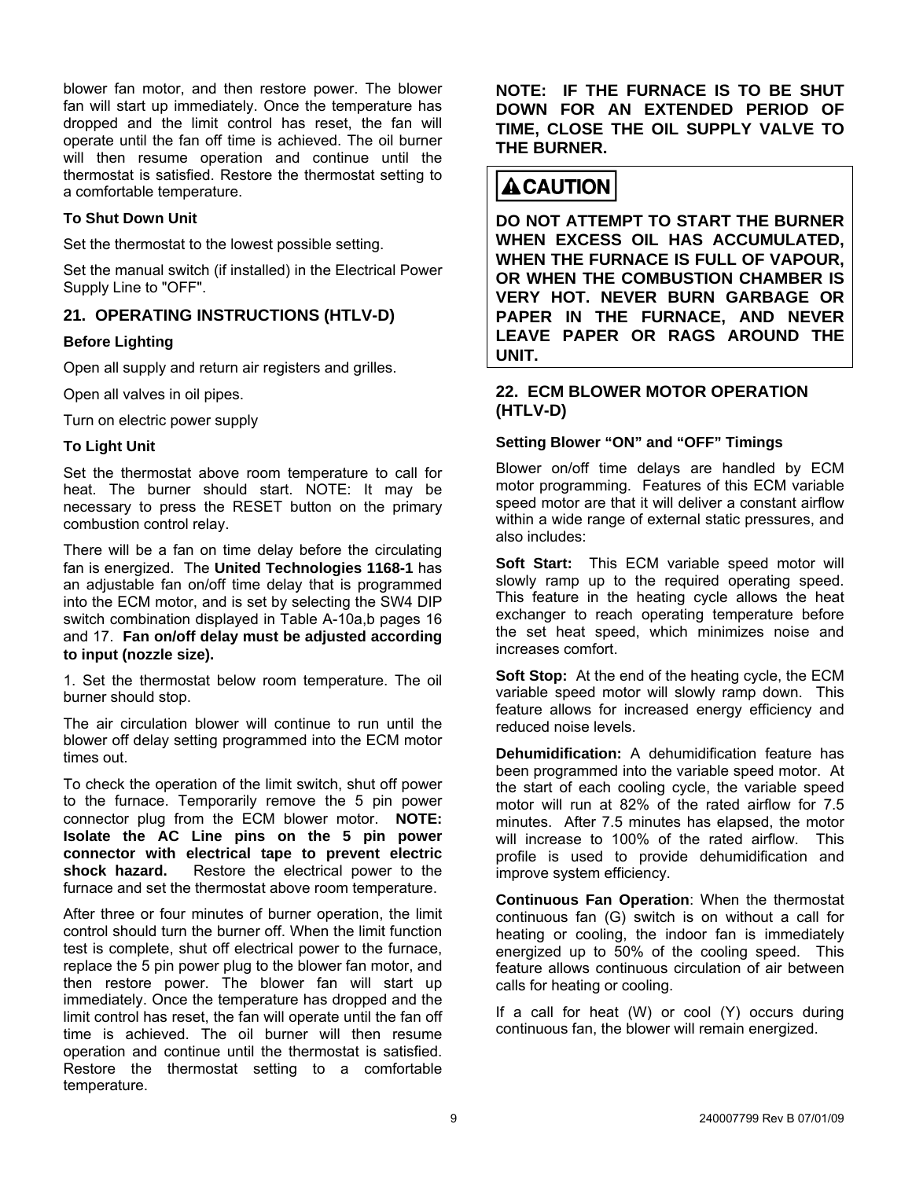blower fan motor, and then restore power. The blower fan will start up immediately. Once the temperature has dropped and the limit control has reset, the fan will operate until the fan off time is achieved. The oil burner will then resume operation and continue until the thermostat is satisfied. Restore the thermostat setting to a comfortable temperature.

### To Shut Down Unit

Set the thermostat to the lowest possible setting.

Set the manual switch (if installed) in the Electrical Power Supply Line to "OFF".

## 21. OPERATING INSTRUCTIONS (HTLV-D)

### Before Lighting

Open all supply and return air registers and grilles.

Open all valves in oil pipes.

Turn on electric power supply

### To Light Unit

Set the thermostat above room temperature to call for heat. The burner should start. NOTE: It may be necessary to press the RESET button on the primary combustion control relay.

There will be a fan on time delay before the circulating fan is energized. The **United Technologies 1168-1** has an adjustable fan on/off time delay that is programmed into the ECM motor, and is set by selecting the SW4 DIP switch combination displayed in Table A-10a,b pages 16 and 17. **Fan on/off delay must be adjusted according to input (nozzle size).**

1. Set the thermostat below room temperature. The oil burner should stop.

The air circulation blower will continue to run until the blower off delay setting programmed into the ECM motor times out.

To check the operation of the limit switch, shut off power to the furnace. Temporarily remove the 5 pin power connector plug from the ECM blower motor. **NOTE: Isolate the AC Line pins on the 5 pin power connector with electrical tape to prevent electric shock hazard.** Restore the electrical power to the furnace and set the thermostat above room temperature.

After three or four minutes of burner operation, the limit control should turn the burner off. When the limit function test is complete, shut off electrical power to the furnace, replace the 5 pin power plug to the blower fan motor, and then restore power. The blower fan will start up immediately. Once the temperature has dropped and the limit control has reset, the fan will operate until the fan off time is achieved. The oil burner will then resume operation and continue until the thermostat is satisfied. Restore the thermostat setting to a comfortable temperature.

**NOTE: IF THE FURNACE IS TO BE SHUT DOWN FOR AN EXTENDED PERIOD OF TIME, CLOSE THE OIL SUPPLY VALVE TO THE BURNER.**

**⚠CAUTION**

**DO NOT ATTEMPT TO START THE BURNER WHEN EXCESS OIL HAS ACCUMULATED, WHEN THE FURNACE IS FULL OF VAPOUR, OR WHEN THE COMBUSTION CHAMBER IS VERY HOT. NEVER BURN GARBAGE OR PAPER IN THE FURNACE, AND NEVER LEAVE PAPER OR RAGS AROUND THE UNIT.**

## 22. ECM BLOWER MOTOR OPERATION (HTLV-D)

### Setting Blower "ON" and "OFF" Timings

Blower on/off time delays are handled by ECM motor programming. Features of this ECM variable speed motor are that it will deliver a constant airflow within a wide range of external static pressures, and also includes:

**Soft Start:** This ECM variable speed motor will slowly ramp up to the required operating speed. This feature in the heating cycle allows the heat exchanger to reach operating temperature before the set heat speed, which minimizes noise and increases comfort.

**Soft Stop:** At the end of the heating cycle, the ECM variable speed motor will slowly ramp down. This feature allows for increased energy efficiency and reduced noise levels.

**Dehumidification:** A dehumidification feature has been programmed into the variable speed motor. At the start of each cooling cycle, the variable speed motor will run at 82% of the rated airflow for 7.5 minutes. After 7.5 minutes has elapsed, the motor will increase to 100% of the rated airflow. This profile is used to provide dehumidification and improve system efficiency.

**Continuous Fan Operation**: When the thermostat continuous fan (G) switch is on without a call for heating or cooling, the indoor fan is immediately energized up to 50% of the cooling speed. This feature allows continuous circulation of air between calls for heating or cooling.

If a call for heat (W) or cool (Y) occurs during continuous fan, the blower will remain energized.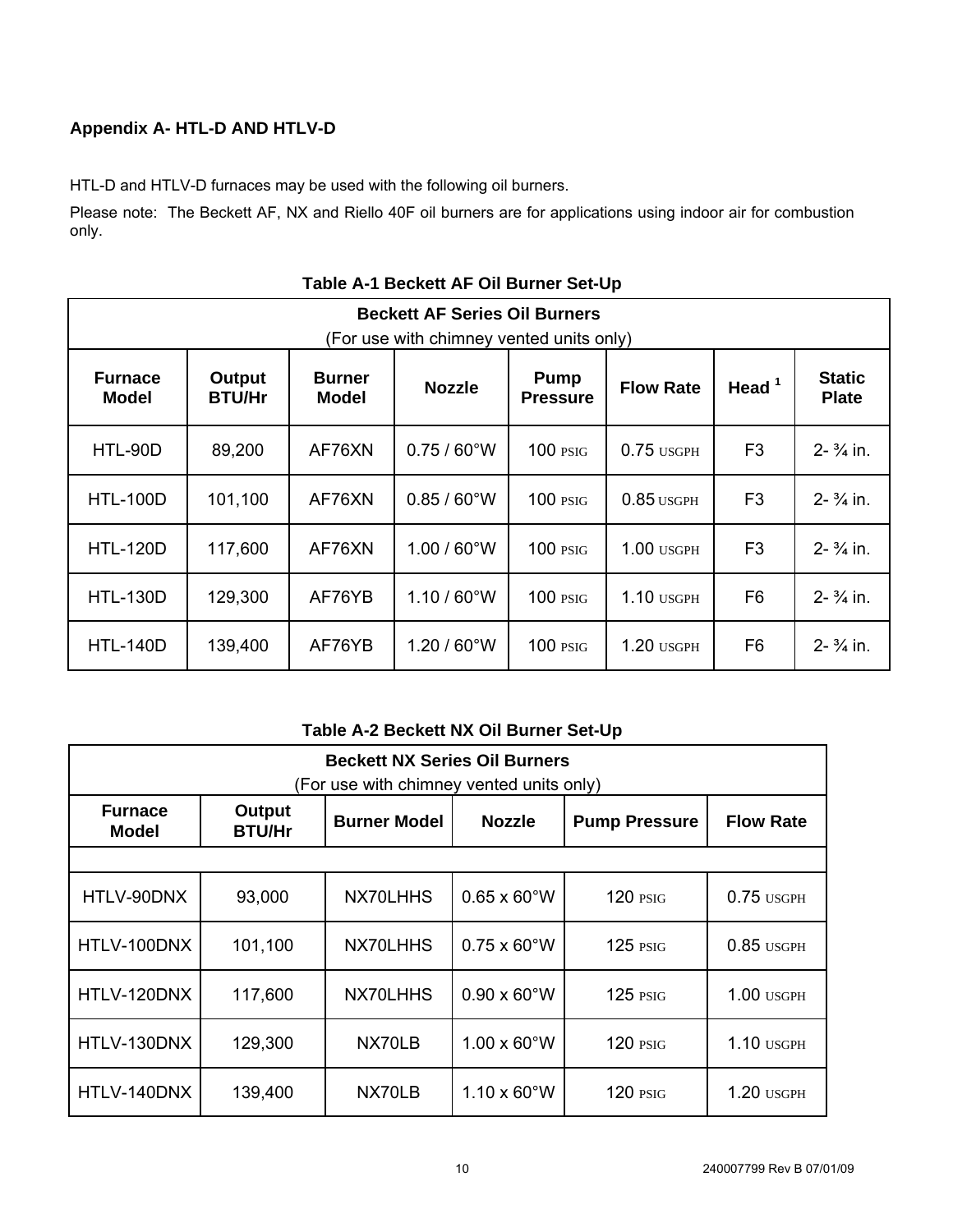### Appendix A- HTL-D AND HTLV-D

HTL-D and HTLV-D furnaces may be used with the following oil burners.

Please note: The Beckett AF, NX and Riello 40F oil burners are for applications using indoor air for combustion only.

**Table A-1 Beckett AF Oil Burner Set-Up**

| **Beckett AF Series Oil Burners** (For use with chimney vented units only) | | | | | | | |
|---|---|---|---|---|---|---|---|
| **Furnace Model** | **Output BTU/Hr** | **Burner Model** | **Nozzle** | **Pump Pressure** | **Flow Rate** | **Head [1]** | **Static Plate** |
| HTL-90D | 89,200 | AF76XN | 0.75 / 60°W | 100 PSIG | 0.75 USGPH | F3 | 2- ¾ in. |
| HTL-100D | 101,100 | AF76XN | 0.85 / 60°W | 100 PSIG | 0.85 USGPH | F3 | 2- ¾ in. |
| HTL-120D | 117,600 | AF76XN | 1.00 / 60°W | 100 PSIG | 1.00 USGPH | F3 | 2- ¾ in. |
| HTL-130D | 129,300 | AF76YB | 1.10 / 60°W | 100 PSIG | 1.10 USGPH | F6 | 2- ¾ in. |
| HTL-140D | 139,400 | AF76YB | 1.20 / 60°W | 100 PSIG | 1.20 USGPH | F6 | 2- ¾ in. |

**Table A-2 Beckett NX Oil Burner Set-Up**

| **Beckett NX Series Oil Burners** (For use with chimney vented units only) | | | | | |
|---|---|---|---|---|---|
| **Furnace Model** | **Output BTU/Hr** | **Burner Model** | **Nozzle** | **Pump Pressure** | **Flow Rate** |
| | | | | | |
| HTLV-90DNX | 93,000 | NX70LHHS | 0.65 x 60°W | 120 PSIG | 0.75 USGPH |
| HTLV-100DNX | 101,100 | NX70LHHS | 0.75 x 60°W | 125 PSIG | 0.85 USGPH |
| HTLV-120DNX | 117,600 | NX70LHHS | 0.90 x 60°W | 125 PSIG | 1.00 USGPH |
| HTLV-130DNX | 129,300 | NX70LB | 1.00 x 60°W | 120 PSIG | 1.10 USGPH |
| HTLV-140DNX | 139,400 | NX70LB | 1.10 x 60°W | 120 PSIG | 1.20 USGPH |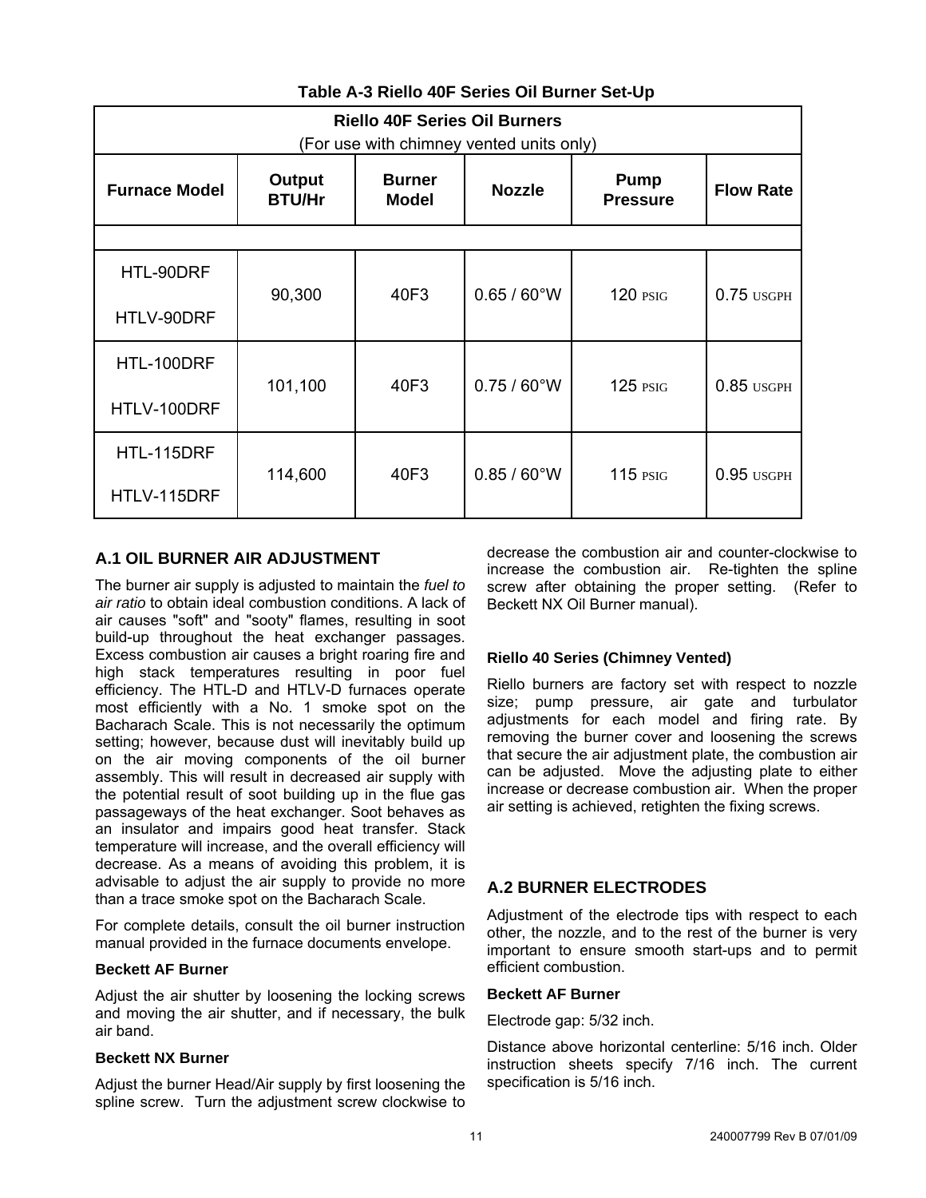**Table A-3 Riello 40F Series Oil Burner Set-Up**

| Riello 40F Series Oil Burners (For use with chimney vented units only) | | | | | |
|---|---|---|---|---|---|
| **Furnace Model** | **Output BTU/Hr** | **Burner Model** | **Nozzle** | **Pump Pressure** | **Flow Rate** |
| | | | | | |
| HTL-90DRF<br>HTLV-90DRF | 90,300 | 40F3 | 0.65 / 60°W | 120 PSIG | 0.75 USGPH |
| HTL-100DRF<br>HTLV-100DRF | 101,100 | 40F3 | 0.75 / 60°W | 125 PSIG | 0.85 USGPH |
| HTL-115DRF<br>HTLV-115DRF | 114,600 | 40F3 | 0.85 / 60°W | 115 PSIG | 0.95 USGPH |

## A.1 OIL BURNER AIR ADJUSTMENT

The burner air supply is adjusted to maintain the *fuel to air ratio* to obtain ideal combustion conditions. A lack of air causes "soft" and "sooty" flames, resulting in soot build-up throughout the heat exchanger passages. Excess combustion air causes a bright roaring fire and high stack temperatures resulting in poor fuel efficiency. The HTL-D and HTLV-D furnaces operate most efficiently with a No. 1 smoke spot on the Bacharach Scale. This is not necessarily the optimum setting; however, because dust will inevitably build up on the air moving components of the oil burner assembly. This will result in decreased air supply with the potential result of soot building up in the flue gas passageways of the heat exchanger. Soot behaves as an insulator and impairs good heat transfer. Stack temperature will increase, and the overall efficiency will decrease. As a means of avoiding this problem, it is advisable to adjust the air supply to provide no more than a trace smoke spot on the Bacharach Scale.

For complete details, consult the oil burner instruction manual provided in the furnace documents envelope.

### Beckett AF Burner

Adjust the air shutter by loosening the locking screws and moving the air shutter, and if necessary, the bulk air band.

### Beckett NX Burner

Adjust the burner Head/Air supply by first loosening the spline screw. Turn the adjustment screw clockwise to decrease the combustion air and counter-clockwise to increase the combustion air. Re-tighten the spline screw after obtaining the proper setting. (Refer to Beckett NX Oil Burner manual).

### Riello 40 Series (Chimney Vented)

Riello burners are factory set with respect to nozzle size; pump pressure, air gate and turbulator adjustments for each model and firing rate. By removing the burner cover and loosening the screws that secure the air adjustment plate, the combustion air can be adjusted. Move the adjusting plate to either increase or decrease combustion air. When the proper air setting is achieved, retighten the fixing screws.

## A.2 BURNER ELECTRODES

Adjustment of the electrode tips with respect to each other, the nozzle, and to the rest of the burner is very important to ensure smooth start-ups and to permit efficient combustion.

### Beckett AF Burner

Electrode gap: 5/32 inch.

Distance above horizontal centerline: 5/16 inch. Older instruction sheets specify 7/16 inch. The current specification is 5/16 inch.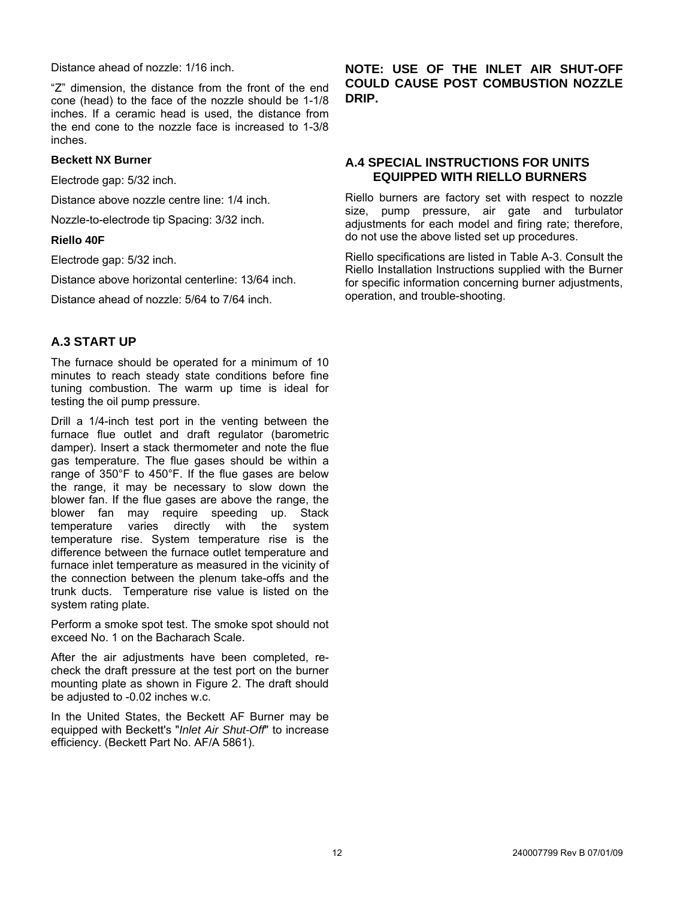Distance ahead of nozzle: 1/16 inch.

"Z" dimension, the distance from the front of the end cone (head) to the face of the nozzle should be 1-1/8 inches. If a ceramic head is used, the distance from the end cone to the nozzle face is increased to 1-3/8 inches.

**Beckett NX Burner**

Electrode gap: 5/32 inch.

Distance above nozzle centre line: 1/4 inch.

Nozzle-to-electrode tip Spacing: 3/32 inch.

**Riello 40F**

Electrode gap: 5/32 inch.

Distance above horizontal centerline: 13/64 inch.

Distance ahead of nozzle: 5/64 to 7/64 inch.

## A.3 START UP

The furnace should be operated for a minimum of 10 minutes to reach steady state conditions before fine tuning combustion. The warm up time is ideal for testing the oil pump pressure.

Drill a 1/4-inch test port in the venting between the furnace flue outlet and draft regulator (barometric damper). Insert a stack thermometer and note the flue gas temperature. The flue gases should be within a range of 350°F to 450°F. If the flue gases are below the range, it may be necessary to slow down the blower fan. If the flue gases are above the range, the blower fan may require speeding up. Stack temperature varies directly with the system temperature rise. System temperature rise is the difference between the furnace outlet temperature and furnace inlet temperature as measured in the vicinity of the connection between the plenum take-offs and the trunk ducts. Temperature rise value is listed on the system rating plate.

Perform a smoke spot test. The smoke spot should not exceed No. 1 on the Bacharach Scale.

After the air adjustments have been completed, re-check the draft pressure at the test port on the burner mounting plate as shown in Figure 2. The draft should be adjusted to -0.02 inches w.c.

In the United States, the Beckett AF Burner may be equipped with Beckett's "*Inlet Air Shut-Off*" to increase efficiency. (Beckett Part No. AF/A 5861).

**NOTE: USE OF THE INLET AIR SHUT-OFF COULD CAUSE POST COMBUSTION NOZZLE DRIP.**

## A.4 SPECIAL INSTRUCTIONS FOR UNITS EQUIPPED WITH RIELLO BURNERS

Riello burners are factory set with respect to nozzle size, pump pressure, air gate and turbulator adjustments for each model and firing rate; therefore, do not use the above listed set up procedures.

Riello specifications are listed in Table A-3. Consult the Riello Installation Instructions supplied with the Burner for specific information concerning burner adjustments, operation, and trouble-shooting.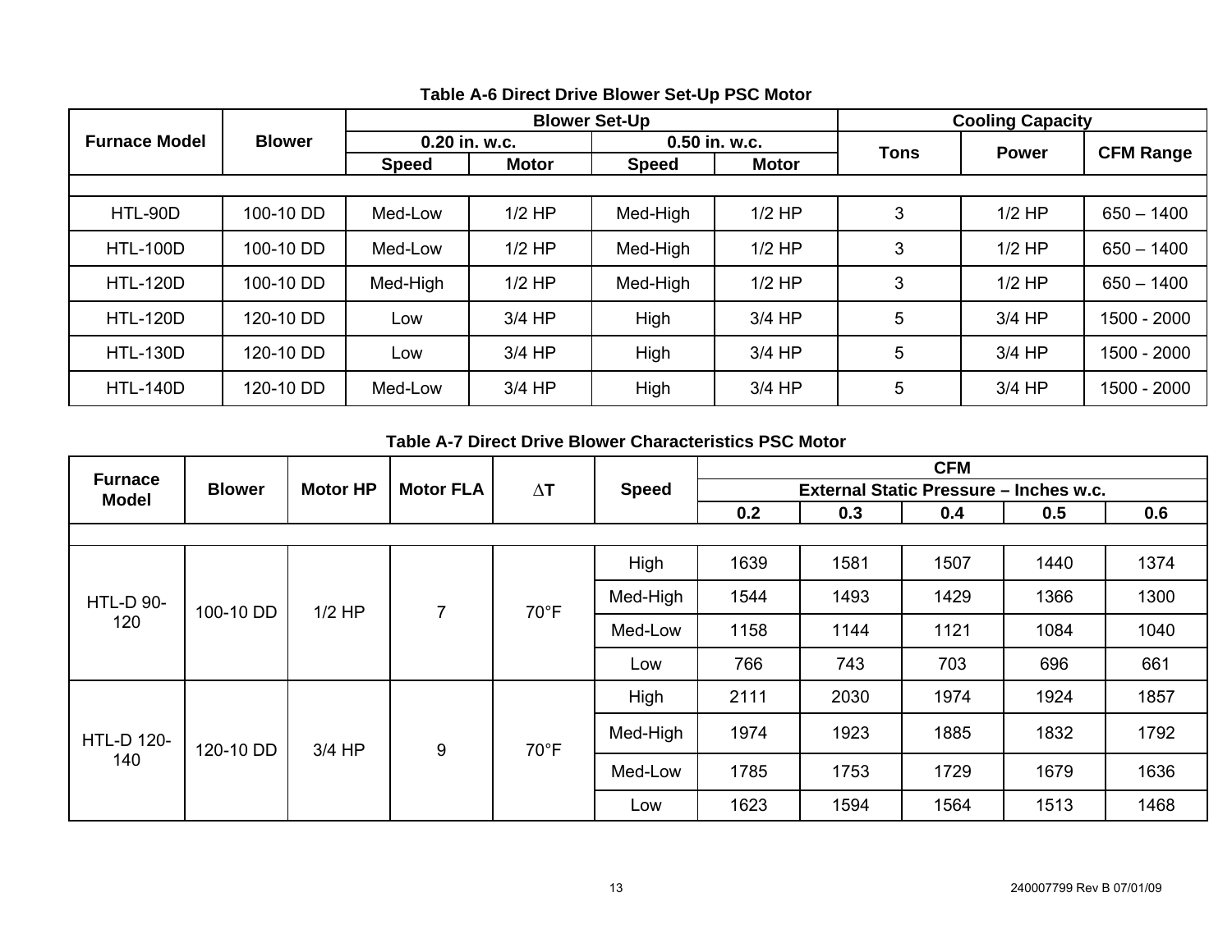**Table A-6 Direct Drive Blower Set-Up PSC Motor**

| Furnace Model | Blower | Blower Set-Up | | | | Cooling Capacity | | |
|---|---|---|---|---|---|---|---|---|
| | | 0.20 in. w.c. | | 0.50 in. w.c. | | Tons | Power | CFM Range |
| | | Speed | Motor | Speed | Motor | | | |
| HTL-90D | 100-10 DD | Med-Low | 1/2 HP | Med-High | 1/2 HP | 3 | 1/2 HP | 650 – 1400 |
| HTL-100D | 100-10 DD | Med-Low | 1/2 HP | Med-High | 1/2 HP | 3 | 1/2 HP | 650 – 1400 |
| HTL-120D | 100-10 DD | Med-High | 1/2 HP | Med-High | 1/2 HP | 3 | 1/2 HP | 650 – 1400 |
| HTL-120D | 120-10 DD | Low | 3/4 HP | High | 3/4 HP | 5 | 3/4 HP | 1500 - 2000 |
| HTL-130D | 120-10 DD | Low | 3/4 HP | High | 3/4 HP | 5 | 3/4 HP | 1500 - 2000 |
| HTL-140D | 120-10 DD | Med-Low | 3/4 HP | High | 3/4 HP | 5 | 3/4 HP | 1500 - 2000 |

**Table A-7 Direct Drive Blower Characteristics PSC Motor**

| Furnace Model | Blower | Motor HP | Motor FLA | ∆T | Speed | CFM | | | | |
|---|---|---|---|---|---|---|---|---|---|---|
| | | | | | | External Static Pressure – Inches w.c. | | | | |
| | | | | | | 0.2 | 0.3 | 0.4 | 0.5 | 0.6 |
| HTL-D 90-120 | 100-10 DD | 1/2 HP | 7 | 70°F | High | 1639 | 1581 | 1507 | 1440 | 1374 |
| | | | | | Med-High | 1544 | 1493 | 1429 | 1366 | 1300 |
| | | | | | Med-Low | 1158 | 1144 | 1121 | 1084 | 1040 |
| | | | | | Low | 766 | 743 | 703 | 696 | 661 |
| HTL-D 120-140 | 120-10 DD | 3/4 HP | 9 | 70°F | High | 2111 | 2030 | 1974 | 1924 | 1857 |
| | | | | | Med-High | 1974 | 1923 | 1885 | 1832 | 1792 |
| | | | | | Med-Low | 1785 | 1753 | 1729 | 1679 | 1636 |
| | | | | | Low | 1623 | 1594 | 1564 | 1513 | 1468 |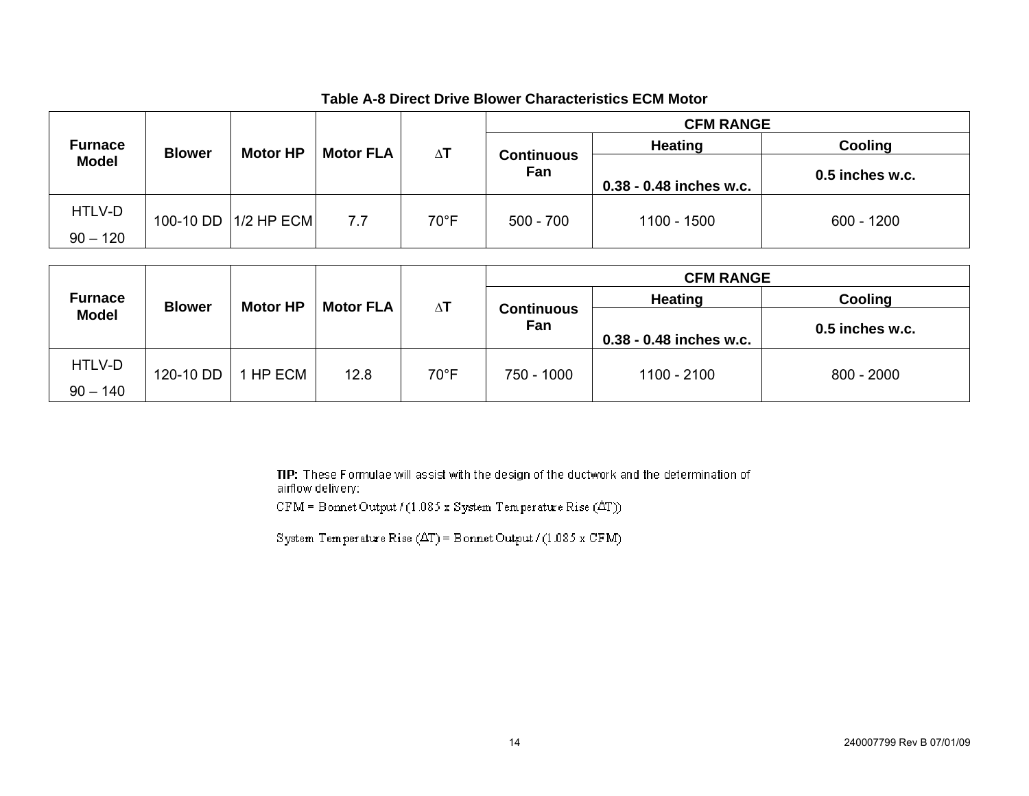**Table A-8 Direct Drive Blower Characteristics ECM Motor**

| Furnace Model | Blower | Motor HP | Motor FLA | ∆T | CFM RANGE | | |
|---|---|---|---|---|---|---|---|
| | | | | | Continuous Fan | Heating | Cooling |
| | | | | | | 0.38 - 0.48 inches w.c. | 0.5 inches w.c. |
| HTLV-D 90 – 120 | 100-10 DD | 1/2 HP ECM | 7.7 | 70°F | 500 - 700 | 1100 - 1500 | 600 - 1200 |

| Furnace Model | Blower | Motor HP | Motor FLA | ∆T | CFM RANGE | | |
|---|---|---|---|---|---|---|---|
| | | | | | Continuous Fan | Heating | Cooling |
| | | | | | | 0.38 - 0.48 inches w.c. | 0.5 inches w.c. |
| HTLV-D 90 – 140 | 120-10 DD | 1 HP ECM | 12.8 | 70°F | 750 - 1000 | 1100 - 2100 | 800 - 2000 |

**TIP:** These Formulae will assist with the design of the ductwork and the determination of airflow delivery:

CFM = Bonnet Output / (1.085 x System Temperature Rise (∆T))

System Temperature Rise (∆T) = Bonnet Output / (1.085 x CFM)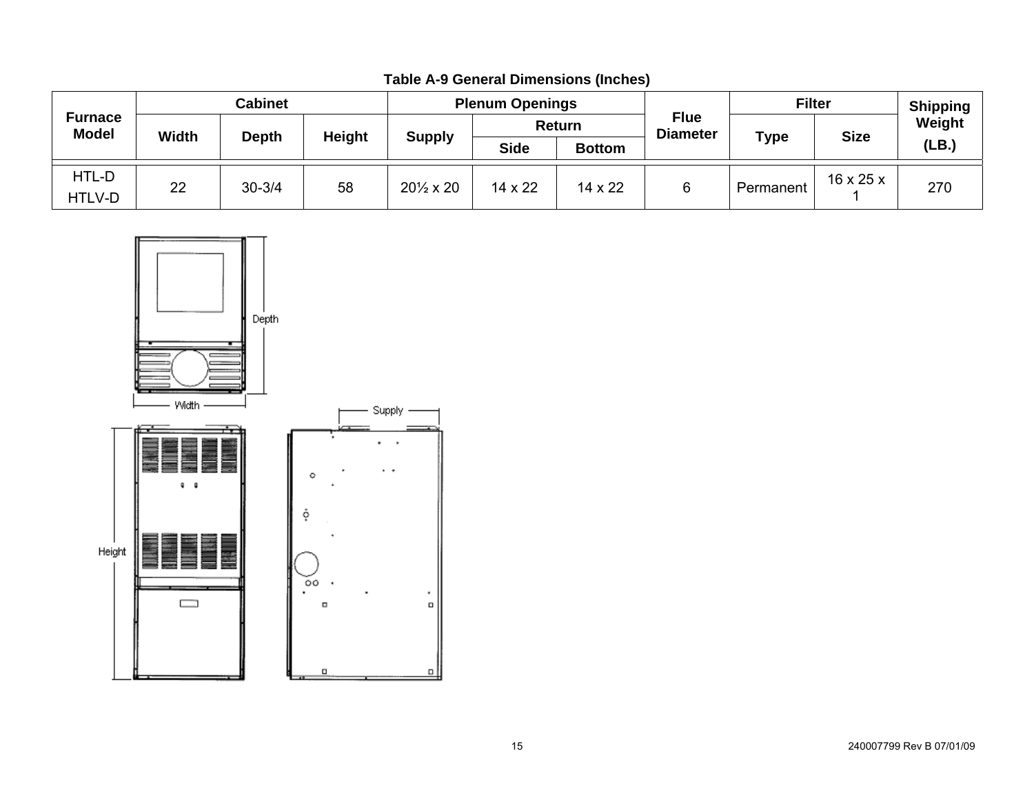**Table A-9 General Dimensions (Inches)**

| Furnace Model | Cabinet | | | Plenum Openings | | | Flue Diameter | Filter | | Shipping Weight (LB.) |
|---|---|---|---|---|---|---|---|---|---|---|
| | Width | Depth | Height | Supply | Return | | | Type | Size | |
| | | | | | Side | Bottom | | | | |
| HTL-D HTLV-D | 22 | 30-3/4 | 58 | 20½ x 20 | 14 x 22 | 14 x 22 | 6 | Permanent | 16 x 25 x 1 | 270 |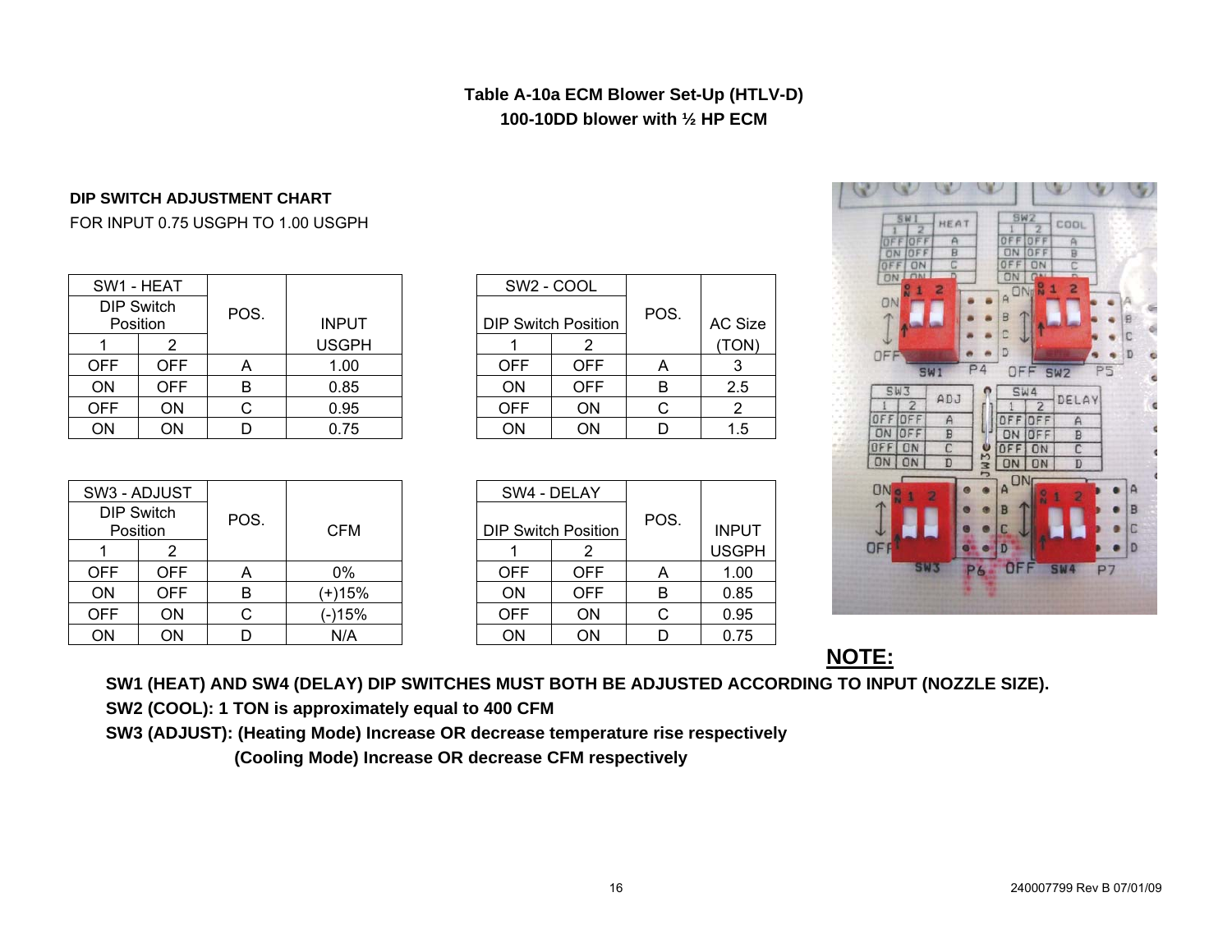**Table A-10a ECM Blower Set-Up (HTLV-D)**
**100-10DD blower with ½ HP ECM**

**DIP SWITCH ADJUSTMENT CHART**

FOR INPUT 0.75 USGPH TO 1.00 USGPH

| SW1 - HEAT | | POS. | INPUT USGPH |
|---|---|---|---|
| DIP Switch Position | | | |
| 1 | 2 | | |
| OFF | OFF | A | 1.00 |
| ON | OFF | B | 0.85 |
| OFF | ON | C | 0.95 |
| ON | ON | D | 0.75 |

| SW2 - COOL | | POS. | AC Size (TON) |
|---|---|---|---|
| DIP Switch Position | | | |
| 1 | 2 | | |
| OFF | OFF | A | 3 |
| ON | OFF | B | 2.5 |
| OFF | ON | C | 2 |
| ON | ON | D | 1.5 |

| SW3 - ADJUST | | POS. | CFM |
|---|---|---|---|
| DIP Switch Position | | | |
| 1 | 2 | | |
| OFF | OFF | A | 0% |
| ON | OFF | B | (+)15% |
| OFF | ON | C | (-)15% |
| ON | ON | D | N/A |

| SW4 - DELAY | | POS. | INPUT USGPH |
|---|---|---|---|
| DIP Switch Position | | | |
| 1 | 2 | | |
| OFF | OFF | A | 1.00 |
| ON | OFF | B | 0.85 |
| OFF | ON | C | 0.95 |
| ON | ON | D | 0.75 |

**NOTE:**

**SW1 (HEAT) AND SW4 (DELAY) DIP SWITCHES MUST BOTH BE ADJUSTED ACCORDING TO INPUT (NOZZLE SIZE).**

**SW2 (COOL): 1 TON is approximately equal to 400 CFM**

**SW3 (ADJUST): (Heating Mode) Increase OR decrease temperature rise respectively**

**(Cooling Mode) Increase OR decrease CFM respectively**

240007799 Rev B 07/01/09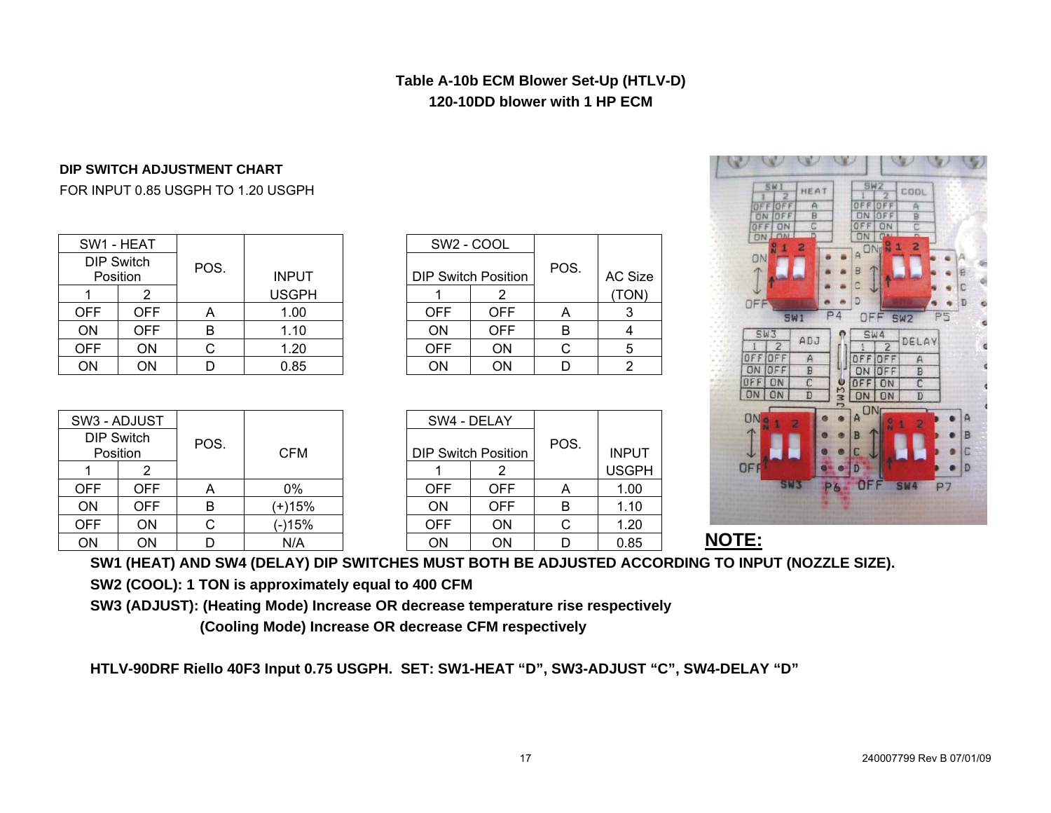# Table A-10b ECM Blower Set-Up (HTLV-D)
## 120-10DD blower with 1 HP ECM

**DIP SWITCH ADJUSTMENT CHART**

FOR INPUT 0.85 USGPH TO 1.20 USGPH

| SW1 - HEAT | | POS. | INPUT |
|---|---|---|---|
| DIP Switch Position | | | |
| 1 | 2 | | USGPH |
| OFF | OFF | A | 1.00 |
| ON | OFF | B | 1.10 |
| OFF | ON | C | 1.20 |
| ON | ON | D | 0.85 |

| SW2 - COOL | | POS. | AC Size |
|---|---|---|---|
| DIP Switch Position | | | |
| 1 | 2 | | (TON) |
| OFF | OFF | A | 3 |
| ON | OFF | B | 4 |
| OFF | ON | C | 5 |
| ON | ON | D | 2 |

| SW3 - ADJUST | | POS. | CFM |
|---|---|---|---|
| DIP Switch Position | | | |
| 1 | 2 | | |
| OFF | OFF | A | 0% |
| ON | OFF | B | (+)15% |
| OFF | ON | C | (-)15% |
| ON | ON | D | N/A |

| SW4 - DELAY | | POS. | INPUT |
|---|---|---|---|
| DIP Switch Position | | | |
| 1 | 2 | | USGPH |
| OFF | OFF | A | 1.00 |
| ON | OFF | B | 1.10 |
| OFF | ON | C | 1.20 |
| ON | ON | D | 0.85 |

**NOTE:**

**SW1 (HEAT) AND SW4 (DELAY) DIP SWITCHES MUST BOTH BE ADJUSTED ACCORDING TO INPUT (NOZZLE SIZE).**

**SW2 (COOL): 1 TON is approximately equal to 400 CFM**

**SW3 (ADJUST): (Heating Mode) Increase OR decrease temperature rise respectively**

**(Cooling Mode) Increase OR decrease CFM respectively**

**HTLV-90DRF Riello 40F3 Input 0.75 USGPH. SET: SW1-HEAT "D", SW3-ADJUST "C", SW4-DELAY "D"**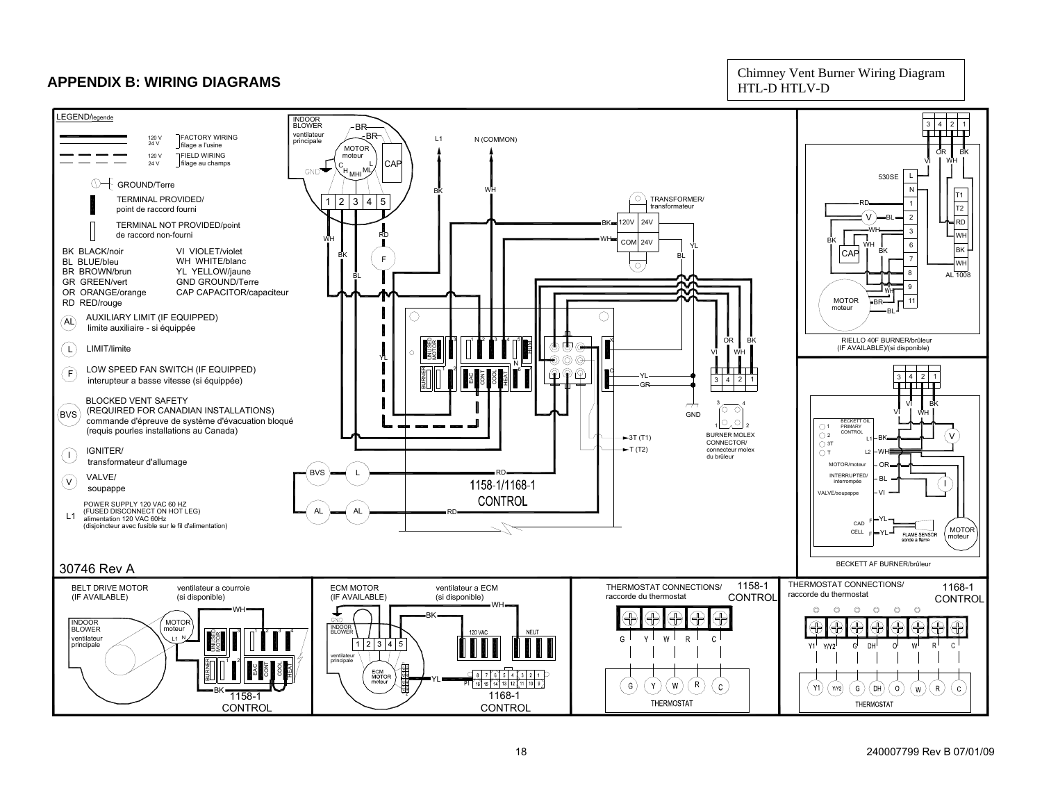## APPENDIX B: WIRING DIAGRAMS

Chimney Vent Burner Wiring Diagram
HTL-D HTLV-D

LEGEND/légende

| | | |
|---|---|---|
| (solid line) | 120 V / 24 V | FACTORY WIRING / filage a l'usine |
| (dashed line) | 120 V / 24 V | FIELD WIRING / filage au champs |

GROUND/Terre

TERMINAL PROVIDED/ point de raccord fourni

TERMINAL NOT PROVIDED/point de raccord non-fourni

| | |
|---|---|
| BK BLACK/noir | VI VIOLET/violet |
| BL BLUE/bleu | WH WHITE/blanc |
| BR BROWN/brun | YL YELLOW/jaune |
| GR GREEN/vert | GND GROUND/Terre |
| OR ORANGE/orange | CAP CAPACITOR/capaciteur |
| RD RED/rouge | |

- (AL) AUXILIARY LIMIT (IF EQUIPPED) limite auxiliaire - si équippée
- (L) LIMIT/limite
- (F) LOW SPEED FAN SWITCH (IF EQUIPPED) interupteur a basse vitesse (si équippée)
- (BVS) BLOCKED VENT SAFETY (REQUIRED FOR CANADIAN INSTALLATIONS) commande d'épreuve de système d'évacuation bloqué (requis pourles installations au Canada)
- (I) IGNITER/ transformateur d'allumage
- (V) VALVE/ soupappe
- L1 POWER SUPPLY 120 VAC 60 HZ (FUSED DISCONNECT ON HOT LEG) alimentation 120 VAC 60Hz (disjoincteur avec fusible sur le fil d'alimentation)

INDOOR BLOWER ventilateur principale — MOTOR moteur, CAP, C, H, MHI, ML, L, GND, 1 2 3 4 5

L1, N (COMMON)

TRANSFORMER/ transformateur — 120V, 24V, COM, 24V

1158-1/1168-1 CONTROL — BURNER, UNUSED MOTOR, EAC, CONT, COOL, HEAT, HUM, N, X, C, BVS, L, AL, AL

3T (T1), T (T2), GND

BURNER MOLEX CONNECTOR/ connecteur molex du brûleur

RIELLO 40F BURNER/brûleur (IF AVAILABLE)/(si disponible) — 530SE, L, N, 1, 2, 3, 6, 7, 8, 9, 11, T1, T2, RD, WH, BK, WH, AL 1008, CAP, MOTOR moteur, V

BECKETT AF BURNER/brûleur — BECKETT OIL PRIMARY CONTROL, 1, 2, 3T, T, L1, L2, MOTOR/moteur, INTERRUPTED/ interrompée, VALVE/soupappe, CAD CELL, FLAME SENSOR sonde a flame, MOTOR moteur, V, I

30746 Rev A

BELT DRIVE MOTOR (IF AVAILABLE) ventilateur a courroie (si disponible) — INDOOR BLOWER ventilateur principale, MOTOR moteur, 1158-1 CONTROL

ECM MOTOR (IF AVAILABLE) ventilateur a ECM (si disponible) — INDOOR BLOWER ventilateur principale, ECM MOTOR moteur, 120 VAC, NEUT, P1, 1168-1 CONTROL

THERMOSTAT CONNECTIONS/ raccorde du thermostat — 1158-1 CONTROL: G, Y, W, R, C — THERMOSTAT

THERMOSTAT CONNECTIONS/ raccorde du thermostat — 1168-1 CONTROL: Y1, Y/Y2, G, DH, O, W, R, C — THERMOSTAT

240007799 Rev B 07/01/09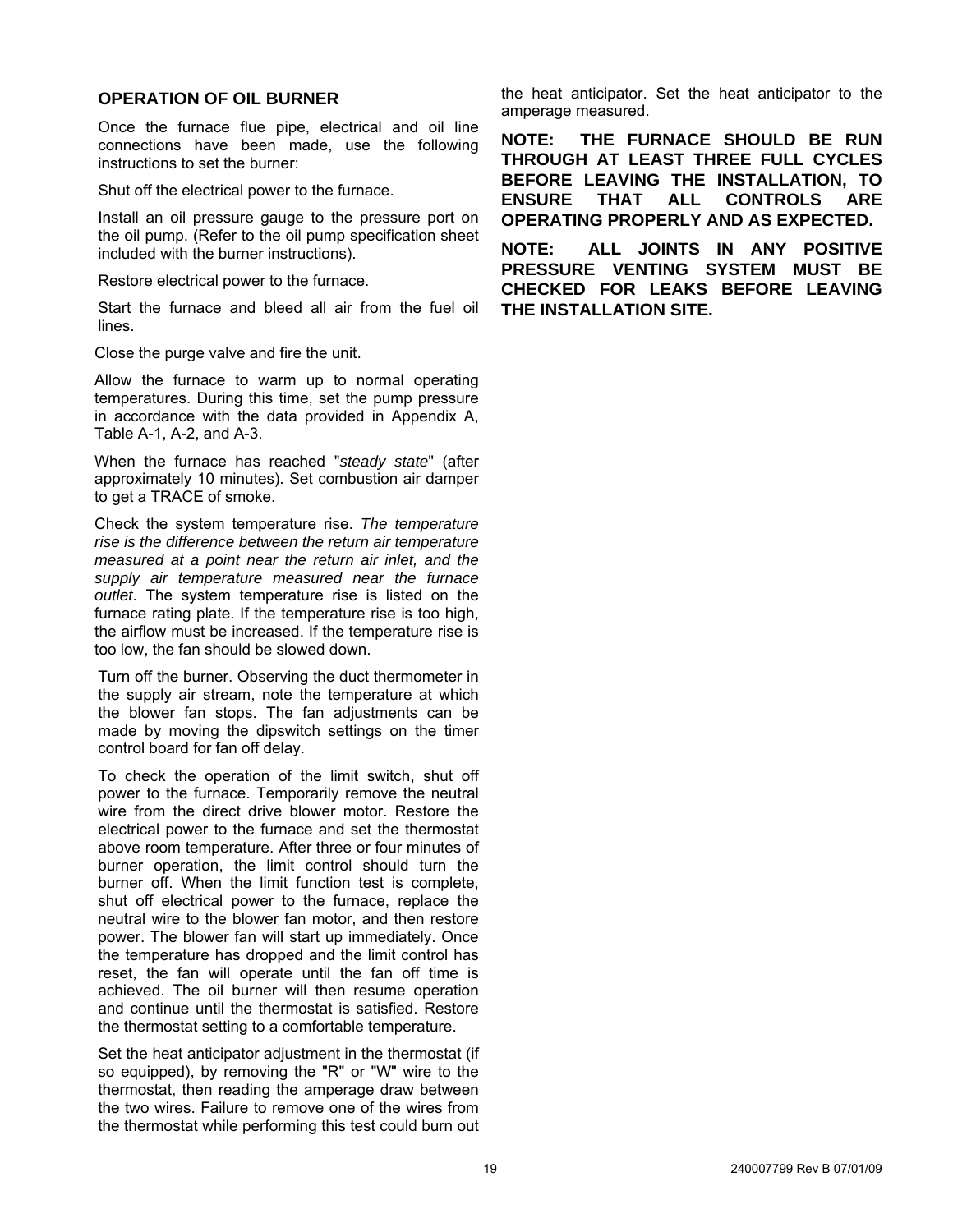## OPERATION OF OIL BURNER

Once the furnace flue pipe, electrical and oil line connections have been made, use the following instructions to set the burner:

Shut off the electrical power to the furnace.

Install an oil pressure gauge to the pressure port on the oil pump. (Refer to the oil pump specification sheet included with the burner instructions).

Restore electrical power to the furnace.

Start the furnace and bleed all air from the fuel oil lines.

Close the purge valve and fire the unit.

Allow the furnace to warm up to normal operating temperatures. During this time, set the pump pressure in accordance with the data provided in Appendix A, Table A-1, A-2, and A-3.

When the furnace has reached "*steady state*" (after approximately 10 minutes). Set combustion air damper to get a TRACE of smoke.

Check the system temperature rise. *The temperature rise is the difference between the return air temperature measured at a point near the return air inlet, and the supply air temperature measured near the furnace outlet*. The system temperature rise is listed on the furnace rating plate. If the temperature rise is too high, the airflow must be increased. If the temperature rise is too low, the fan should be slowed down.

Turn off the burner. Observing the duct thermometer in the supply air stream, note the temperature at which the blower fan stops. The fan adjustments can be made by moving the dipswitch settings on the timer control board for fan off delay.

To check the operation of the limit switch, shut off power to the furnace. Temporarily remove the neutral wire from the direct drive blower motor. Restore the electrical power to the furnace and set the thermostat above room temperature. After three or four minutes of burner operation, the limit control should turn the burner off. When the limit function test is complete, shut off electrical power to the furnace, replace the neutral wire to the blower fan motor, and then restore power. The blower fan will start up immediately. Once the temperature has dropped and the limit control has reset, the fan will operate until the fan off time is achieved. The oil burner will then resume operation and continue until the thermostat is satisfied. Restore the thermostat setting to a comfortable temperature.

Set the heat anticipator adjustment in the thermostat (if so equipped), by removing the "R" or "W" wire to the thermostat, then reading the amperage draw between the two wires. Failure to remove one of the wires from the thermostat while performing this test could burn out the heat anticipator. Set the heat anticipator to the amperage measured.

**NOTE: THE FURNACE SHOULD BE RUN THROUGH AT LEAST THREE FULL CYCLES BEFORE LEAVING THE INSTALLATION, TO ENSURE THAT ALL CONTROLS ARE OPERATING PROPERLY AND AS EXPECTED.**

**NOTE: ALL JOINTS IN ANY POSITIVE PRESSURE VENTING SYSTEM MUST BE CHECKED FOR LEAKS BEFORE LEAVING THE INSTALLATION SITE.**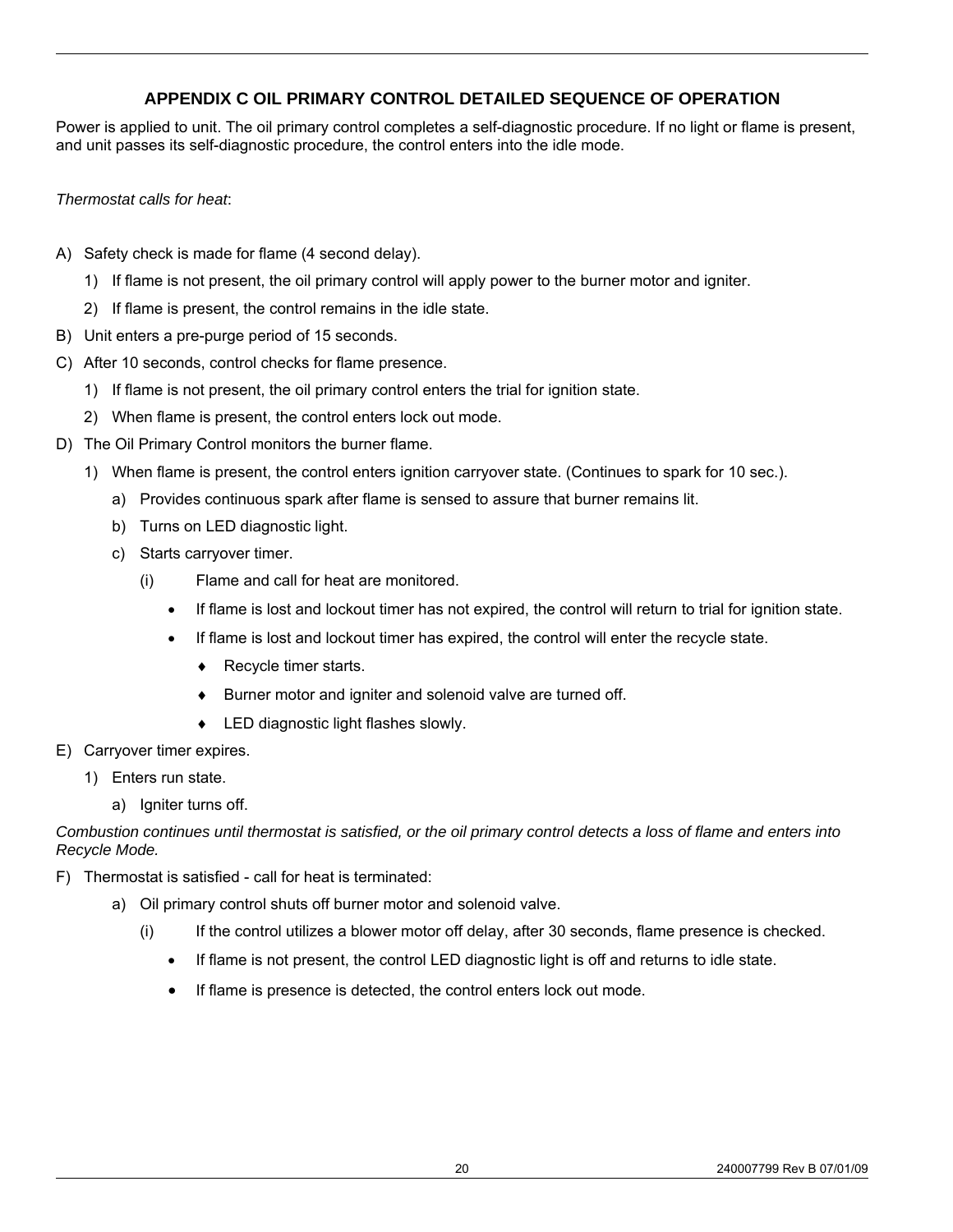## APPENDIX C OIL PRIMARY CONTROL DETAILED SEQUENCE OF OPERATION

Power is applied to unit. The oil primary control completes a self-diagnostic procedure. If no light or flame is present, and unit passes its self-diagnostic procedure, the control enters into the idle mode.

*Thermostat calls for heat*:

A) Safety check is made for flame (4 second delay).
   1) If flame is not present, the oil primary control will apply power to the burner motor and igniter.
   2) If flame is present, the control remains in the idle state.
B) Unit enters a pre-purge period of 15 seconds.
C) After 10 seconds, control checks for flame presence.
   1) If flame is not present, the oil primary control enters the trial for ignition state.
   2) When flame is present, the control enters lock out mode.
D) The Oil Primary Control monitors the burner flame.
   1) When flame is present, the control enters ignition carryover state. (Continues to spark for 10 sec.).
      a) Provides continuous spark after flame is sensed to assure that burner remains lit.
      b) Turns on LED diagnostic light.
      c) Starts carryover timer.
         (i) Flame and call for heat are monitored.
            - If flame is lost and lockout timer has not expired, the control will return to trial for ignition state.
            - If flame is lost and lockout timer has expired, the control will enter the recycle state.
               - ♦ Recycle timer starts.
               - ♦ Burner motor and igniter and solenoid valve are turned off.
               - ♦ LED diagnostic light flashes slowly.
E) Carryover timer expires.
   1) Enters run state.
      a) Igniter turns off.

*Combustion continues until thermostat is satisfied, or the oil primary control detects a loss of flame and enters into Recycle Mode.*

F) Thermostat is satisfied - call for heat is terminated:
   a) Oil primary control shuts off burner motor and solenoid valve.
      (i) If the control utilizes a blower motor off delay, after 30 seconds, flame presence is checked.
         - If flame is not present, the control LED diagnostic light is off and returns to idle state.
         - If flame is presence is detected, the control enters lock out mode.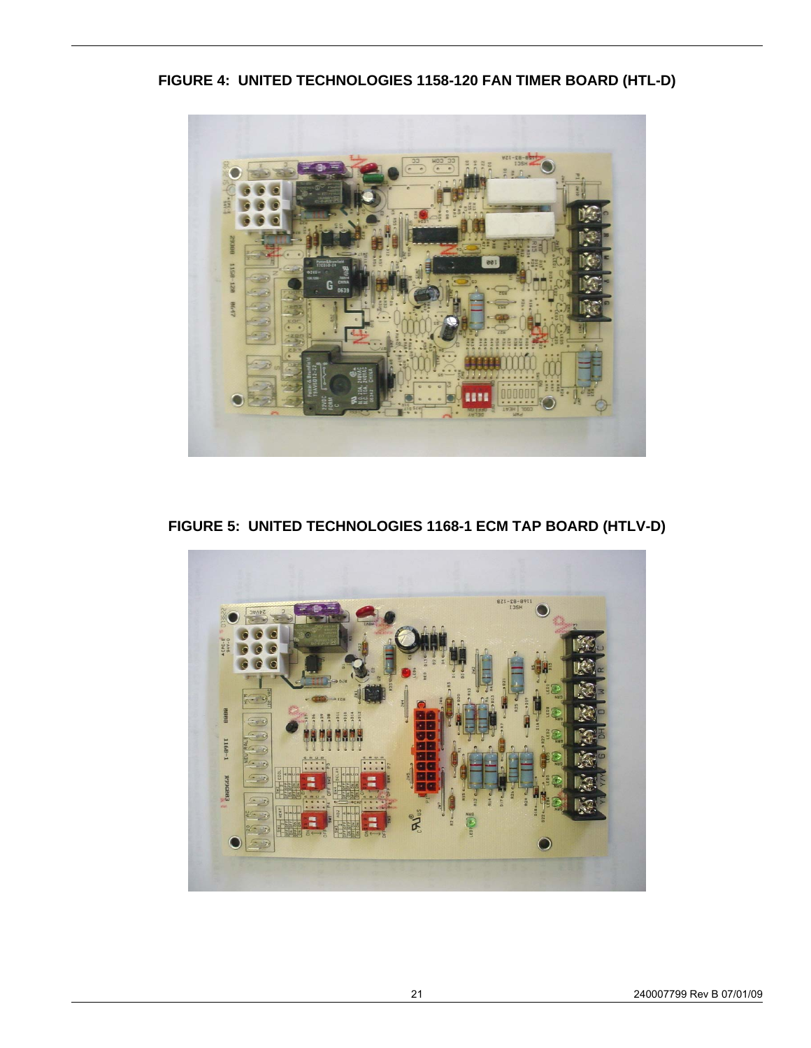**FIGURE 4: UNITED TECHNOLOGIES 1158-120 FAN TIMER BOARD (HTL-D)**

**FIGURE 5: UNITED TECHNOLOGIES 1168-1 ECM TAP BOARD (HTLV-D)**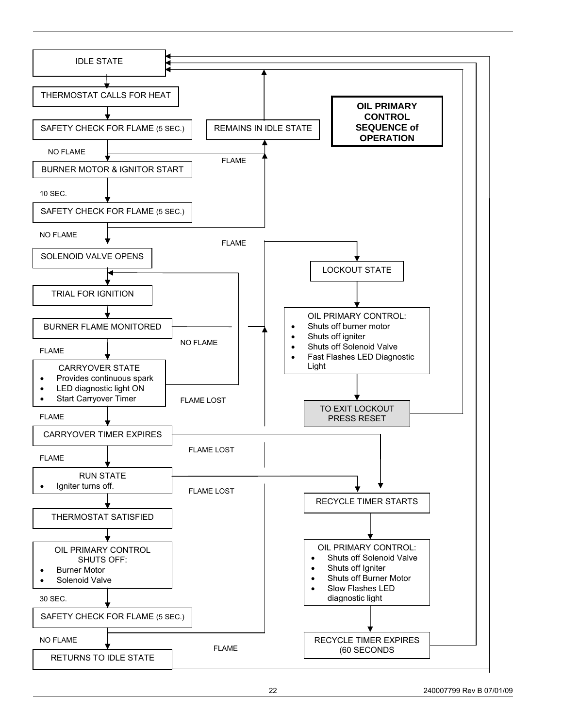# OIL PRIMARY CONTROL SEQUENCE of OPERATION

IDLE STATE

THERMOSTAT CALLS FOR HEAT

SAFETY CHECK FOR FLAME (5 SEC.)

NO FLAME

FLAME

REMAINS IN IDLE STATE

BURNER MOTOR & IGNITOR START

10 SEC.

SAFETY CHECK FOR FLAME (5 SEC.)

NO FLAME

FLAME

SOLENOID VALVE OPENS

TRIAL FOR IGNITION

BURNER FLAME MONITORED

NO FLAME

FLAME

CARRYOVER STATE
- Provides continuous spark
- LED diagnostic light ON
- Start Carryover Timer

FLAME LOST

FLAME

CARRYOVER TIMER EXPIRES

FLAME LOST

FLAME

RUN STATE
- Igniter turns off.

FLAME LOST

THERMOSTAT SATISFIED

OIL PRIMARY CONTROL SHUTS OFF:
- Burner Motor
- Solenoid Valve

30 SEC.

SAFETY CHECK FOR FLAME (5 SEC.)

NO FLAME

FLAME

RETURNS TO IDLE STATE

LOCKOUT STATE

OIL PRIMARY CONTROL:
- Shuts off burner motor
- Shuts off igniter
- Shuts off Solenoid Valve
- Fast Flashes LED Diagnostic Light

TO EXIT LOCKOUT PRESS RESET

RECYCLE TIMER STARTS

OIL PRIMARY CONTROL:
- Shuts off Solenoid Valve
- Shuts off Igniter
- Shuts off Burner Motor
- Slow Flashes LED diagnostic light

RECYCLE TIMER EXPIRES (60 SECONDS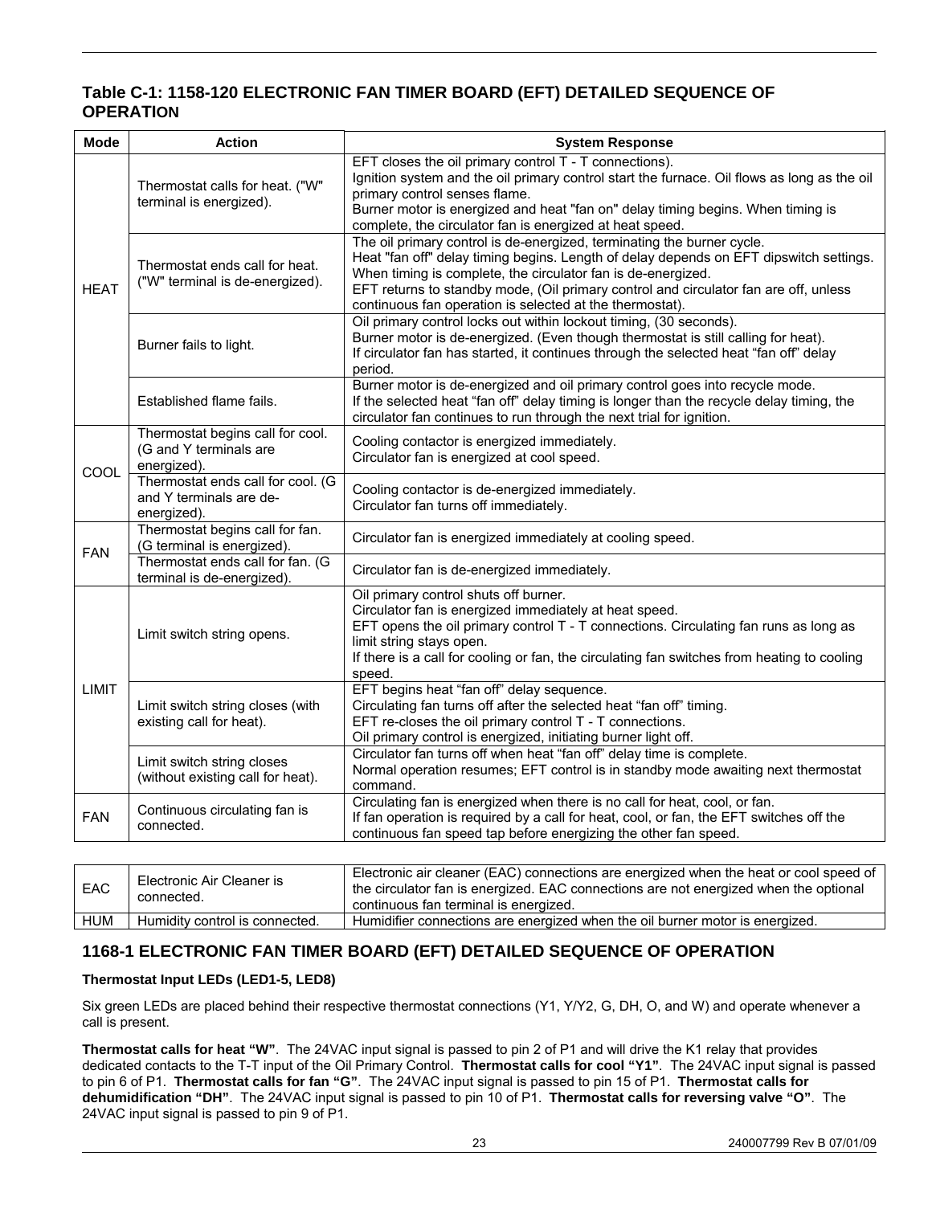## Table C-1: 1158-120 ELECTRONIC FAN TIMER BOARD (EFT) DETAILED SEQUENCE OF OPERATION

| Mode | Action | System Response |
|---|---|---|
| HEAT | Thermostat calls for heat. ("W" terminal is energized). | EFT closes the oil primary control T - T connections).<br>Ignition system and the oil primary control start the furnace. Oil flows as long as the oil primary control senses flame.<br>Burner motor is energized and heat "fan on" delay timing begins. When timing is complete, the circulator fan is energized at heat speed. |
| | Thermostat ends call for heat. ("W" terminal is de-energized). | The oil primary control is de-energized, terminating the burner cycle.<br>Heat "fan off" delay timing begins. Length of delay depends on EFT dipswitch settings.<br>When timing is complete, the circulator fan is de-energized.<br>EFT returns to standby mode, (Oil primary control and circulator fan are off, unless continuous fan operation is selected at the thermostat). |
| | Burner fails to light. | Oil primary control locks out within lockout timing, (30 seconds).<br>Burner motor is de-energized. (Even though thermostat is still calling for heat).<br>If circulator fan has started, it continues through the selected heat “fan off” delay period. |
| | Established flame fails. | Burner motor is de-energized and oil primary control goes into recycle mode.<br>If the selected heat “fan off” delay timing is longer than the recycle delay timing, the circulator fan continues to run through the next trial for ignition. |
| COOL | Thermostat begins call for cool. (G and Y terminals are energized). | Cooling contactor is energized immediately.<br>Circulator fan is energized at cool speed. |
| | Thermostat ends call for cool. (G and Y terminals are de-energized). | Cooling contactor is de-energized immediately.<br>Circulator fan turns off immediately. |
| FAN | Thermostat begins call for fan. (G terminal is energized). | Circulator fan is energized immediately at cooling speed. |
| | Thermostat ends call for fan. (G terminal is de-energized). | Circulator fan is de-energized immediately. |
| LIMIT | Limit switch string opens. | Oil primary control shuts off burner.<br>Circulator fan is energized immediately at heat speed.<br>EFT opens the oil primary control T - T connections. Circulating fan runs as long as limit string stays open.<br>If there is a call for cooling or fan, the circulating fan switches from heating to cooling speed. |
| | Limit switch string closes (with existing call for heat). | EFT begins heat “fan off” delay sequence.<br>Circulating fan turns off after the selected heat “fan off” timing.<br>EFT re-closes the oil primary control T - T connections.<br>Oil primary control is energized, initiating burner light off. |
| | Limit switch string closes (without existing call for heat). | Circulator fan turns off when heat “fan off” delay time is complete.<br>Normal operation resumes; EFT control is in standby mode awaiting next thermostat command. |
| FAN | Continuous circulating fan is connected. | Circulating fan is energized when there is no call for heat, cool, or fan.<br>If fan operation is required by a call for heat, cool, or fan, the EFT switches off the continuous fan speed tap before energizing the other fan speed. |

| | | |
|---|---|---|
| EAC | Electronic Air Cleaner is connected. | Electronic air cleaner (EAC) connections are energized when the heat or cool speed of the circulator fan is energized. EAC connections are not energized when the optional continuous fan terminal is energized. |
| HUM | Humidity control is connected. | Humidifier connections are energized when the oil burner motor is energized. |

## 1168-1 ELECTRONIC FAN TIMER BOARD (EFT) DETAILED SEQUENCE OF OPERATION

### Thermostat Input LEDs (LED1-5, LED8)

Six green LEDs are placed behind their respective thermostat connections (Y1, Y/Y2, G, DH, O, and W) and operate whenever a call is present.

**Thermostat calls for heat “W”**. The 24VAC input signal is passed to pin 2 of P1 and will drive the K1 relay that provides dedicated contacts to the T-T input of the Oil Primary Control. **Thermostat calls for cool “Y1”**. The 24VAC input signal is passed to pin 6 of P1. **Thermostat calls for fan “G”**. The 24VAC input signal is passed to pin 15 of P1. **Thermostat calls for dehumidification “DH”**. The 24VAC input signal is passed to pin 10 of P1. **Thermostat calls for reversing valve “O”**. The 24VAC input signal is passed to pin 9 of P1.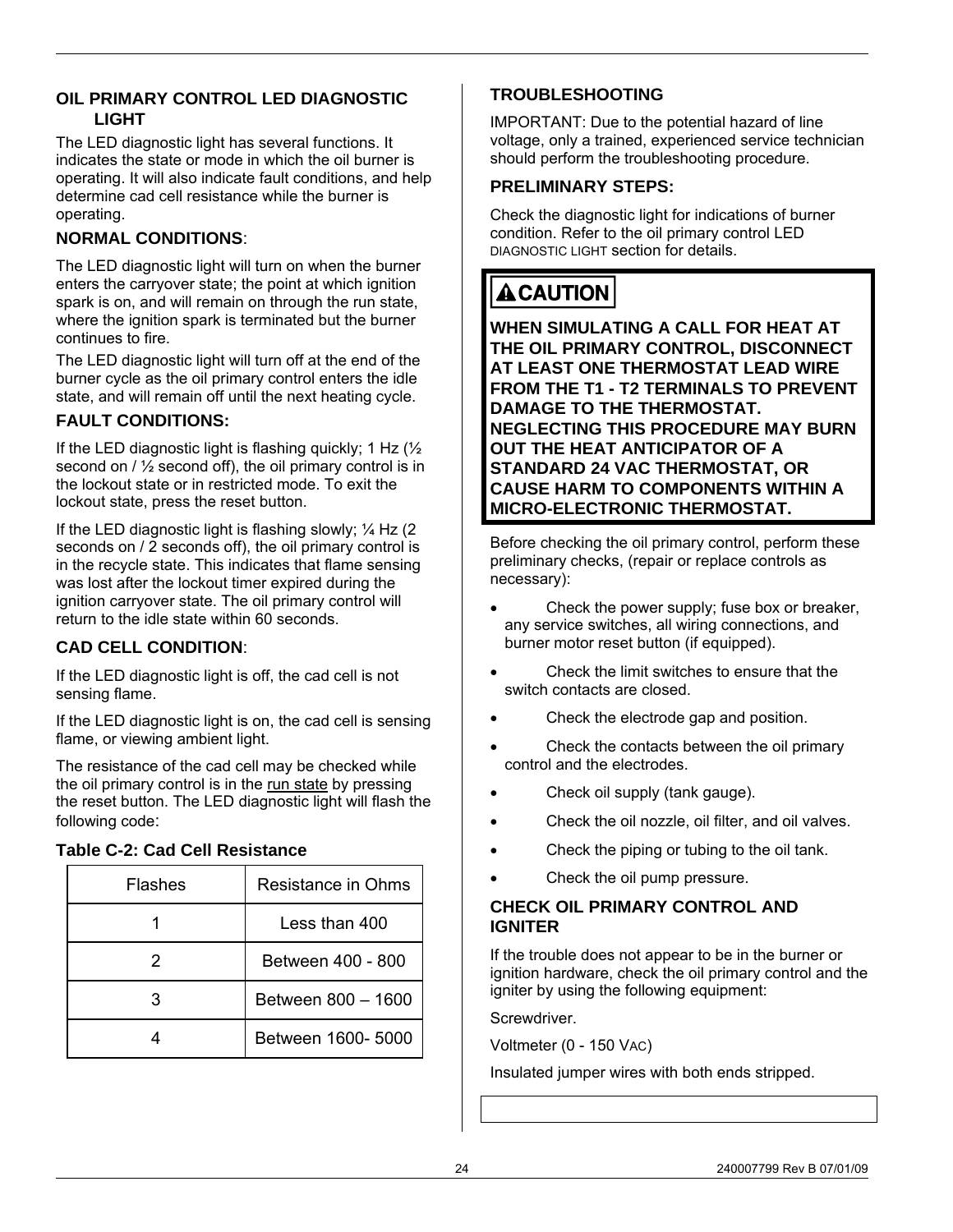## OIL PRIMARY CONTROL LED DIAGNOSTIC LIGHT

The LED diagnostic light has several functions. It indicates the state or mode in which the oil burner is operating. It will also indicate fault conditions, and help determine cad cell resistance while the burner is operating.

### NORMAL CONDITIONS:

The LED diagnostic light will turn on when the burner enters the carryover state; the point at which ignition spark is on, and will remain on through the run state, where the ignition spark is terminated but the burner continues to fire.

The LED diagnostic light will turn off at the end of the burner cycle as the oil primary control enters the idle state, and will remain off until the next heating cycle.

### FAULT CONDITIONS:

If the LED diagnostic light is flashing quickly; 1 Hz (½ second on / ½ second off), the oil primary control is in the lockout state or in restricted mode. To exit the lockout state, press the reset button.

If the LED diagnostic light is flashing slowly; ¼ Hz (2 seconds on / 2 seconds off), the oil primary control is in the recycle state. This indicates that flame sensing was lost after the lockout timer expired during the ignition carryover state. The oil primary control will return to the idle state within 60 seconds.

### CAD CELL CONDITION:

If the LED diagnostic light is off, the cad cell is not sensing flame.

If the LED diagnostic light is on, the cad cell is sensing flame, or viewing ambient light.

The resistance of the cad cell may be checked while the oil primary control is in the run state by pressing the reset button. The LED diagnostic light will flash the following code:

**Table C-2: Cad Cell Resistance**

| Flashes | Resistance in Ohms |
|---|---|
| 1 | Less than 400 |
| 2 | Between 400 - 800 |
| 3 | Between 800 – 1600 |
| 4 | Between 1600- 5000 |

## TROUBLESHOOTING

IMPORTANT: Due to the potential hazard of line voltage, only a trained, experienced service technician should perform the troubleshooting procedure.

### PRELIMINARY STEPS:

Check the diagnostic light for indications of burner condition. Refer to the oil primary control LED DIAGNOSTIC LIGHT section for details.

**⚠CAUTION**

**WHEN SIMULATING A CALL FOR HEAT AT THE OIL PRIMARY CONTROL, DISCONNECT AT LEAST ONE THERMOSTAT LEAD WIRE FROM THE T1 - T2 TERMINALS TO PREVENT DAMAGE TO THE THERMOSTAT. NEGLECTING THIS PROCEDURE MAY BURN OUT THE HEAT ANTICIPATOR OF A STANDARD 24 VAC THERMOSTAT, OR CAUSE HARM TO COMPONENTS WITHIN A MICRO-ELECTRONIC THERMOSTAT.**

Before checking the oil primary control, perform these preliminary checks, (repair or replace controls as necessary):

- Check the power supply; fuse box or breaker, any service switches, all wiring connections, and burner motor reset button (if equipped).
- Check the limit switches to ensure that the switch contacts are closed.
- Check the electrode gap and position.
- Check the contacts between the oil primary control and the electrodes.
- Check oil supply (tank gauge).
- Check the oil nozzle, oil filter, and oil valves.
- Check the piping or tubing to the oil tank.
- Check the oil pump pressure.

### CHECK OIL PRIMARY CONTROL AND IGNITER

If the trouble does not appear to be in the burner or ignition hardware, check the oil primary control and the igniter by using the following equipment:

Screwdriver.

Voltmeter (0 - 150 VAC)

Insulated jumper wires with both ends stripped.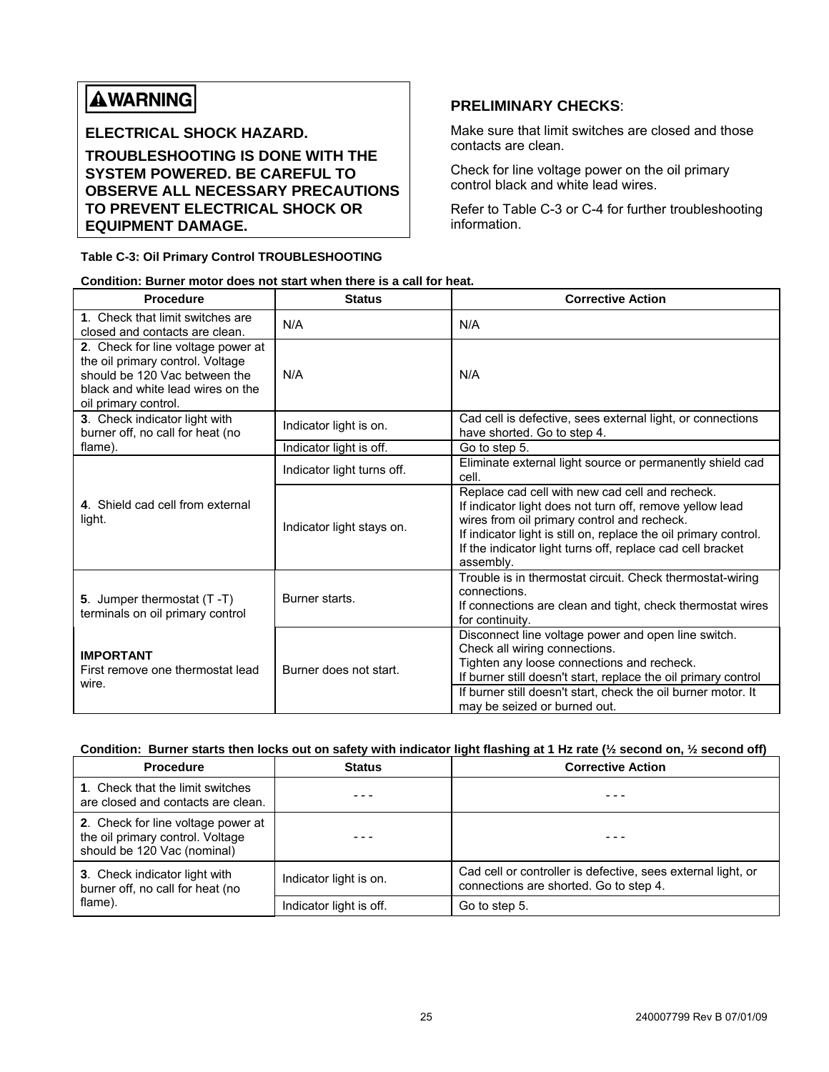**⚠WARNING**

**ELECTRICAL SHOCK HAZARD.**

**TROUBLESHOOTING IS DONE WITH THE SYSTEM POWERED. BE CAREFUL TO OBSERVE ALL NECESSARY PRECAUTIONS TO PREVENT ELECTRICAL SHOCK OR EQUIPMENT DAMAGE.**

**PRELIMINARY CHECKS**:

Make sure that limit switches are closed and those contacts are clean.

Check for line voltage power on the oil primary control black and white lead wires.

Refer to Table C-3 or C-4 for further troubleshooting information.

**Table C-3: Oil Primary Control TROUBLESHOOTING**

**Condition: Burner motor does not start when there is a call for heat.**

| Procedure | Status | Corrective Action |
|---|---|---|
| **1**. Check that limit switches are closed and contacts are clean. | N/A | N/A |
| **2**. Check for line voltage power at the oil primary control. Voltage should be 120 Vac between the black and white lead wires on the oil primary control. | N/A | N/A |
| **3**. Check indicator light with burner off, no call for heat (no flame). | Indicator light is on. | Cad cell is defective, sees external light, or connections have shorted. Go to step 4. |
| | Indicator light is off. | Go to step 5. |
| **4**. Shield cad cell from external light. | Indicator light turns off. | Eliminate external light source or permanently shield cad cell. |
| | Indicator light stays on. | Replace cad cell with new cad cell and recheck. If indicator light does not turn off, remove yellow lead wires from oil primary control and recheck. If indicator light is still on, replace the oil primary control. If the indicator light turns off, replace cad cell bracket assembly. |
| **5**. Jumper thermostat (T -T) terminals on oil primary control | Burner starts. | Trouble is in thermostat circuit. Check thermostat-wiring connections. If connections are clean and tight, check thermostat wires for continuity. |
| **IMPORTANT** First remove one thermostat lead wire. | Burner does not start. | Disconnect line voltage power and open line switch. Check all wiring connections. Tighten any loose connections and recheck. If burner still doesn't start, replace the oil primary control |
| | | If burner still doesn't start, check the oil burner motor. It may be seized or burned out. |

**Condition: Burner starts then locks out on safety with indicator light flashing at 1 Hz rate (½ second on, ½ second off)**

| Procedure | Status | Corrective Action |
|---|---|---|
| **1**. Check that the limit switches are closed and contacts are clean. | - - - | - - - |
| **2**. Check for line voltage power at the oil primary control. Voltage should be 120 Vac (nominal) | - - - | - - - |
| **3**. Check indicator light with burner off, no call for heat (no flame). | Indicator light is on. | Cad cell or controller is defective, sees external light, or connections are shorted. Go to step 4. |
| | Indicator light is off. | Go to step 5. |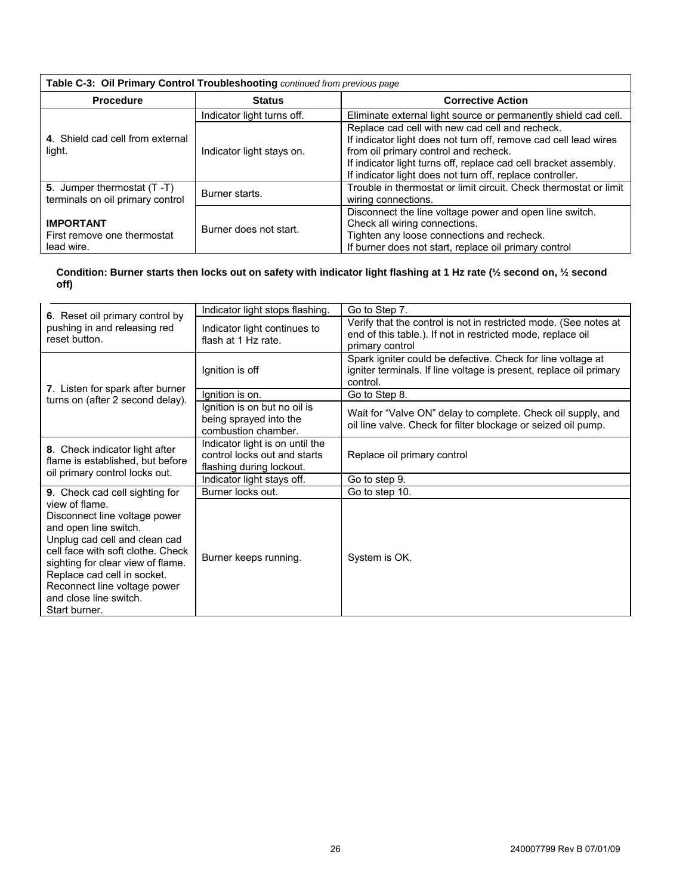| **Table C-3: Oil Primary Control Troubleshooting** *continued from previous page* | | |
|---|---|---|
| **Procedure** | **Status** | **Corrective Action** |
| **4**. Shield cad cell from external light. | Indicator light turns off. | Eliminate external light source or permanently shield cad cell. |
| | Indicator light stays on. | Replace cad cell with new cad cell and recheck.<br>If indicator light does not turn off, remove cad cell lead wires from oil primary control and recheck.<br>If indicator light turns off, replace cad cell bracket assembly.<br>If indicator light does not turn off, replace controller. |
| **5**. Jumper thermostat (T -T) terminals on oil primary control<br><br>**IMPORTANT**<br>First remove one thermostat lead wire. | Burner starts. | Trouble in thermostat or limit circuit. Check thermostat or limit wiring connections. |
| | Burner does not start. | Disconnect the line voltage power and open line switch.<br>Check all wiring connections.<br>Tighten any loose connections and recheck.<br>If burner does not start, replace oil primary control |

**Condition: Burner starts then locks out on safety with indicator light flashing at 1 Hz rate (½ second on, ½ second off)**

| Procedure | Status | Corrective Action |
|---|---|---|
| **6**. Reset oil primary control by pushing in and releasing red reset button. | Indicator light stops flashing. | Go to Step 7. |
| | Indicator light continues to flash at 1 Hz rate. | Verify that the control is not in restricted mode. (See notes at end of this table.). If not in restricted mode, replace oil primary control |
| **7**. Listen for spark after burner turns on (after 2 second delay). | Ignition is off | Spark igniter could be defective. Check for line voltage at igniter terminals. If line voltage is present, replace oil primary control. |
| | Ignition is on. | Go to Step 8. |
| | Ignition is on but no oil is being sprayed into the combustion chamber. | Wait for “Valve ON” delay to complete. Check oil supply, and oil line valve. Check for filter blockage or seized oil pump. |
| **8**. Check indicator light after flame is established, but before oil primary control locks out. | Indicator light is on until the control locks out and starts flashing during lockout. | Replace oil primary control |
| | Indicator light stays off. | Go to step 9. |
| **9**. Check cad cell sighting for view of flame.<br>Disconnect line voltage power and open line switch.<br>Unplug cad cell and clean cad cell face with soft clothe. Check sighting for clear view of flame.<br>Replace cad cell in socket.<br>Reconnect line voltage power and close line switch.<br>Start burner. | Burner locks out. | Go to step 10. |
| | Burner keeps running. | System is OK. |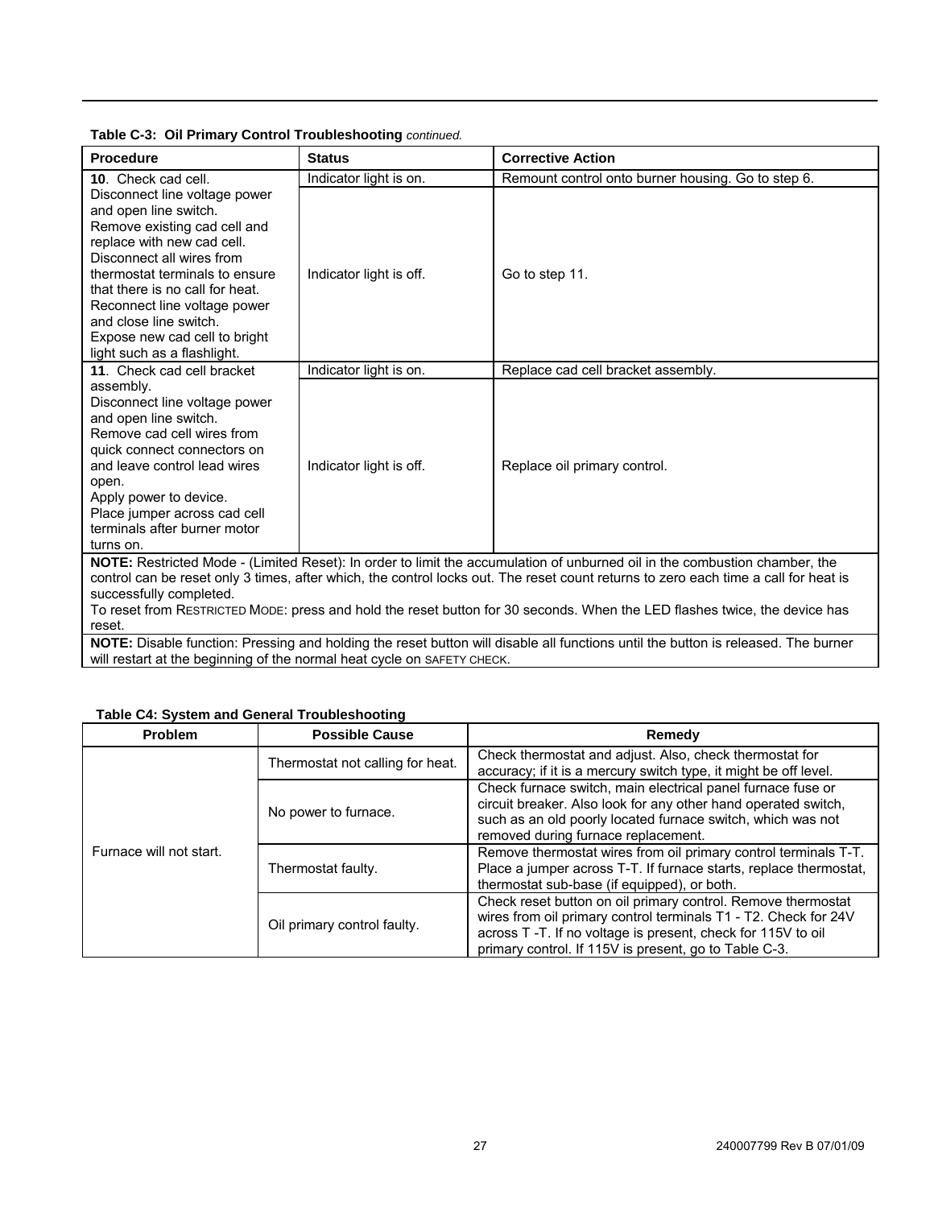**Table C-3: Oil Primary Control Troubleshooting** *continued.*

| Procedure | Status | Corrective Action |
|---|---|---|
| **10**. Check cad cell.<br>Disconnect line voltage power and open line switch.<br>Remove existing cad cell and replace with new cad cell.<br>Disconnect all wires from thermostat terminals to ensure that there is no call for heat.<br>Reconnect line voltage power and close line switch.<br>Expose new cad cell to bright light such as a flashlight. | Indicator light is on. | Remount control onto burner housing. Go to step 6. |
| | Indicator light is off. | Go to step 11. |
| **11**. Check cad cell bracket assembly.<br>Disconnect line voltage power and open line switch.<br>Remove cad cell wires from quick connect connectors on and leave control lead wires open.<br>Apply power to device.<br>Place jumper across cad cell terminals after burner motor turns on. | Indicator light is on. | Replace cad cell bracket assembly. |
| | Indicator light is off. | Replace oil primary control. |
| **NOTE:** Restricted Mode - (Limited Reset): In order to limit the accumulation of unburned oil in the combustion chamber, the control can be reset only 3 times, after which, the control locks out. The reset count returns to zero each time a call for heat is successfully completed.<br>To reset from RESTRICTED MODE: press and hold the reset button for 30 seconds. When the LED flashes twice, the device has reset. | | |
| **NOTE:** Disable function: Pressing and holding the reset button will disable all functions until the button is released. The burner will restart at the beginning of the normal heat cycle on SAFETY CHECK. | | |

**Table C4: System and General Troubleshooting**

| Problem | Possible Cause | Remedy |
|---|---|---|
| Furnace will not start. | Thermostat not calling for heat. | Check thermostat and adjust. Also, check thermostat for accuracy; if it is a mercury switch type, it might be off level. |
| | No power to furnace. | Check furnace switch, main electrical panel furnace fuse or circuit breaker. Also look for any other hand operated switch, such as an old poorly located furnace switch, which was not removed during furnace replacement. |
| | Thermostat faulty. | Remove thermostat wires from oil primary control terminals T-T. Place a jumper across T-T. If furnace starts, replace thermostat, thermostat sub-base (if equipped), or both. |
| | Oil primary control faulty. | Check reset button on oil primary control. Remove thermostat wires from oil primary control terminals T1 - T2. Check for 24V across T -T. If no voltage is present, check for 115V to oil primary control. If 115V is present, go to Table C-3. |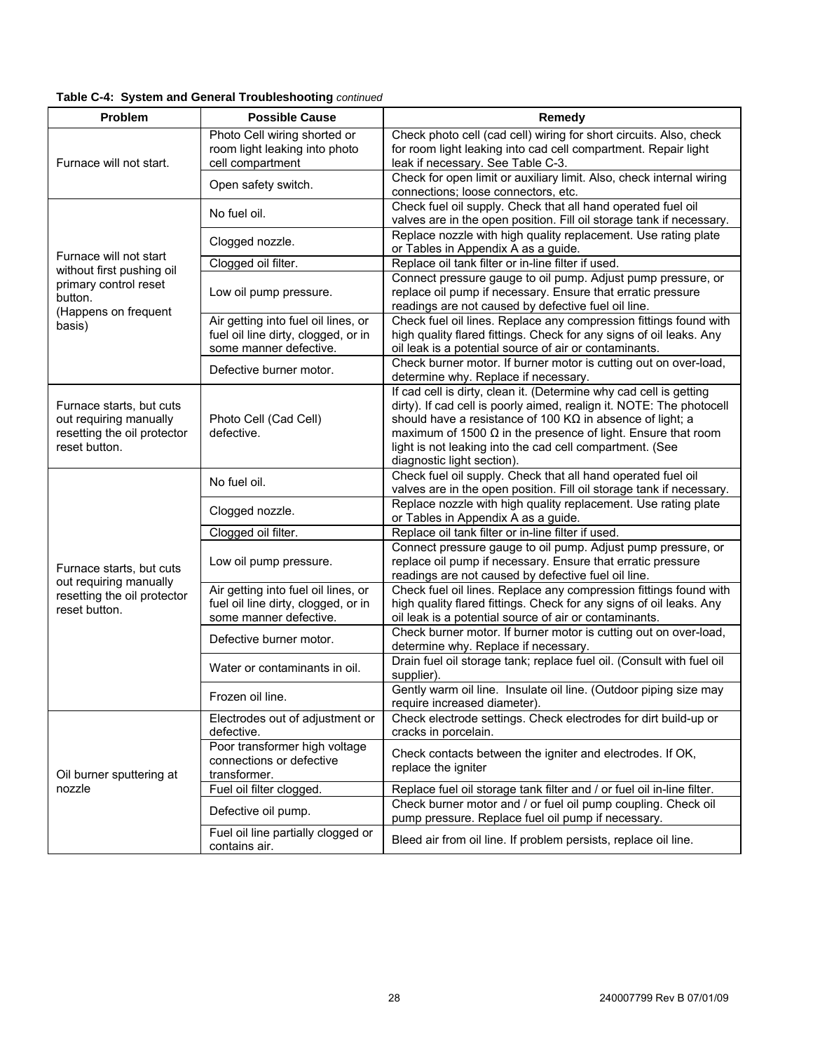**Table C-4: System and General Troubleshooting** *continued*

| Problem | Possible Cause | Remedy |
|---|---|---|
| Furnace will not start. | Photo Cell wiring shorted or room light leaking into photo cell compartment | Check photo cell (cad cell) wiring for short circuits. Also, check for room light leaking into cad cell compartment. Repair light leak if necessary. See Table C-3. |
| | Open safety switch. | Check for open limit or auxiliary limit. Also, check internal wiring connections; loose connectors, etc. |
| Furnace will not start without first pushing oil primary control reset button. (Happens on frequent basis) | No fuel oil. | Check fuel oil supply. Check that all hand operated fuel oil valves are in the open position. Fill oil storage tank if necessary. |
| | Clogged nozzle. | Replace nozzle with high quality replacement. Use rating plate or Tables in Appendix A as a guide. |
| | Clogged oil filter. | Replace oil tank filter or in-line filter if used. |
| | Low oil pump pressure. | Connect pressure gauge to oil pump. Adjust pump pressure, or replace oil pump if necessary. Ensure that erratic pressure readings are not caused by defective fuel oil line. |
| | Air getting into fuel oil lines, or fuel oil line dirty, clogged, or in some manner defective. | Check fuel oil lines. Replace any compression fittings found with high quality flared fittings. Check for any signs of oil leaks. Any oil leak is a potential source of air or contaminants. |
| | Defective burner motor. | Check burner motor. If burner motor is cutting out on over-load, determine why. Replace if necessary. |
| Furnace starts, but cuts out requiring manually resetting the oil protector reset button. | Photo Cell (Cad Cell) defective. | If cad cell is dirty, clean it. (Determine why cad cell is getting dirty). If cad cell is poorly aimed, realign it. NOTE: The photocell should have a resistance of 100 KΩ in absence of light; a maximum of 1500 Ω in the presence of light. Ensure that room light is not leaking into the cad cell compartment. (See diagnostic light section). |
| Furnace starts, but cuts out requiring manually resetting the oil protector reset button. | No fuel oil. | Check fuel oil supply. Check that all hand operated fuel oil valves are in the open position. Fill oil storage tank if necessary. |
| | Clogged nozzle. | Replace nozzle with high quality replacement. Use rating plate or Tables in Appendix A as a guide. |
| | Clogged oil filter. | Replace oil tank filter or in-line filter if used. |
| | Low oil pump pressure. | Connect pressure gauge to oil pump. Adjust pump pressure, or replace oil pump if necessary. Ensure that erratic pressure readings are not caused by defective fuel oil line. |
| | Air getting into fuel oil lines, or fuel oil line dirty, clogged, or in some manner defective. | Check fuel oil lines. Replace any compression fittings found with high quality flared fittings. Check for any signs of oil leaks. Any oil leak is a potential source of air or contaminants. |
| | Defective burner motor. | Check burner motor. If burner motor is cutting out on over-load, determine why. Replace if necessary. |
| | Water or contaminants in oil. | Drain fuel oil storage tank; replace fuel oil. (Consult with fuel oil supplier). |
| | Frozen oil line. | Gently warm oil line. Insulate oil line. (Outdoor piping size may require increased diameter). |
| Oil burner sputtering at nozzle | Electrodes out of adjustment or defective. | Check electrode settings. Check electrodes for dirt build-up or cracks in porcelain. |
| | Poor transformer high voltage connections or defective transformer. | Check contacts between the igniter and electrodes. If OK, replace the igniter |
| | Fuel oil filter clogged. | Replace fuel oil storage tank filter and / or fuel oil in-line filter. |
| | Defective oil pump. | Check burner motor and / or fuel oil pump coupling. Check oil pump pressure. Replace fuel oil pump if necessary. |
| | Fuel oil line partially clogged or contains air. | Bleed air from oil line. If problem persists, replace oil line. |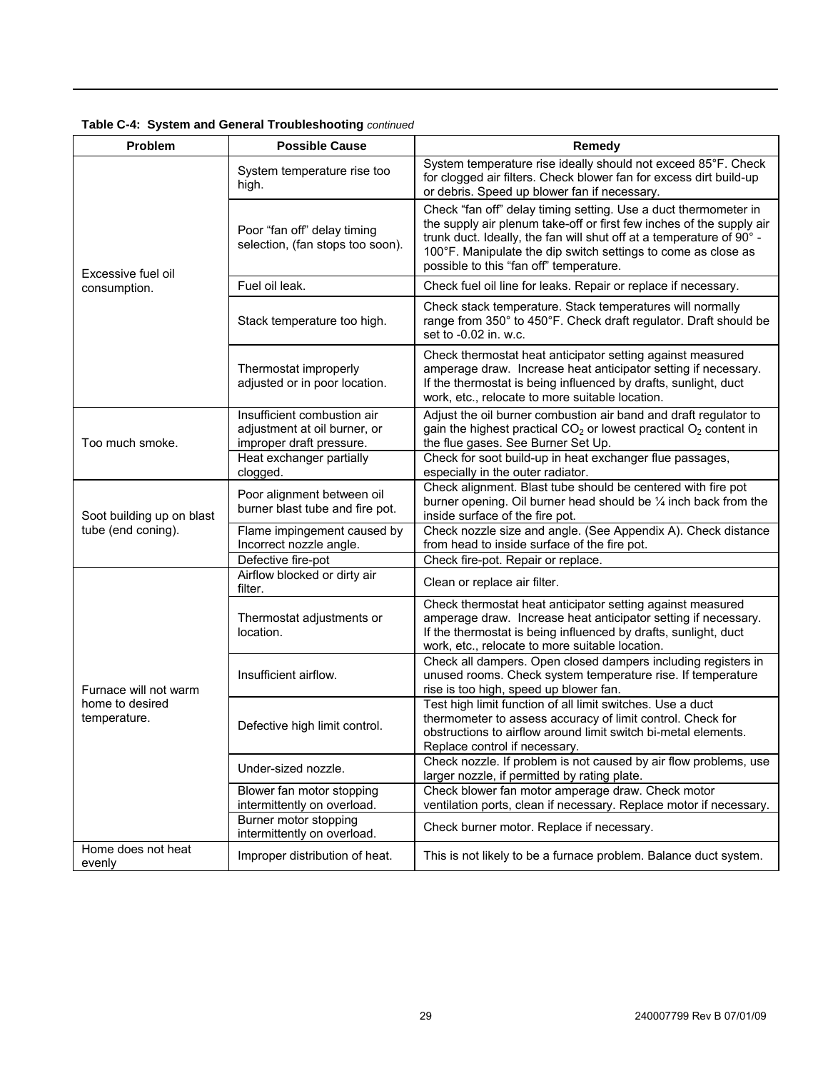**Table C-4: System and General Troubleshooting** *continued*

| Problem | Possible Cause | Remedy |
|---|---|---|
| Excessive fuel oil consumption. | System temperature rise too high. | System temperature rise ideally should not exceed 85°F. Check for clogged air filters. Check blower fan for excess dirt build-up or debris. Speed up blower fan if necessary. |
| | Poor "fan off" delay timing selection, (fan stops too soon). | Check "fan off" delay timing setting. Use a duct thermometer in the supply air plenum take-off or first few inches of the supply air trunk duct. Ideally, the fan will shut off at a temperature of 90° - 100°F. Manipulate the dip switch settings to come as close as possible to this "fan off" temperature. |
| | Fuel oil leak. | Check fuel oil line for leaks. Repair or replace if necessary. |
| | Stack temperature too high. | Check stack temperature. Stack temperatures will normally range from 350° to 450°F. Check draft regulator. Draft should be set to -0.02 in. w.c. |
| | Thermostat improperly adjusted or in poor location. | Check thermostat heat anticipator setting against measured amperage draw. Increase heat anticipator setting if necessary. If the thermostat is being influenced by drafts, sunlight, duct work, etc., relocate to more suitable location. |
| Too much smoke. | Insufficient combustion air adjustment at oil burner, or improper draft pressure. | Adjust the oil burner combustion air band and draft regulator to gain the highest practical $CO_2$ or lowest practical $O_2$ content in the flue gases. See Burner Set Up. |
| | Heat exchanger partially clogged. | Check for soot build-up in heat exchanger flue passages, especially in the outer radiator. |
| Soot building up on blast tube (end coning). | Poor alignment between oil burner blast tube and fire pot. | Check alignment. Blast tube should be centered with fire pot burner opening. Oil burner head should be ¼ inch back from the inside surface of the fire pot. |
| | Flame impingement caused by Incorrect nozzle angle. | Check nozzle size and angle. (See Appendix A). Check distance from head to inside surface of the fire pot. |
| | Defective fire-pot | Check fire-pot. Repair or replace. |
| Furnace will not warm home to desired temperature. | Airflow blocked or dirty air filter. | Clean or replace air filter. |
| | Thermostat adjustments or location. | Check thermostat heat anticipator setting against measured amperage draw. Increase heat anticipator setting if necessary. If the thermostat is being influenced by drafts, sunlight, duct work, etc., relocate to more suitable location. |
| | Insufficient airflow. | Check all dampers. Open closed dampers including registers in unused rooms. Check system temperature rise. If temperature rise is too high, speed up blower fan. |
| | Defective high limit control. | Test high limit function of all limit switches. Use a duct thermometer to assess accuracy of limit control. Check for obstructions to airflow around limit switch bi-metal elements. Replace control if necessary. |
| | Under-sized nozzle. | Check nozzle. If problem is not caused by air flow problems, use larger nozzle, if permitted by rating plate. |
| | Blower fan motor stopping intermittently on overload. | Check blower fan motor amperage draw. Check motor ventilation ports, clean if necessary. Replace motor if necessary. |
| | Burner motor stopping intermittently on overload. | Check burner motor. Replace if necessary. |
| Home does not heat evenly | Improper distribution of heat. | This is not likely to be a furnace problem. Balance duct system. |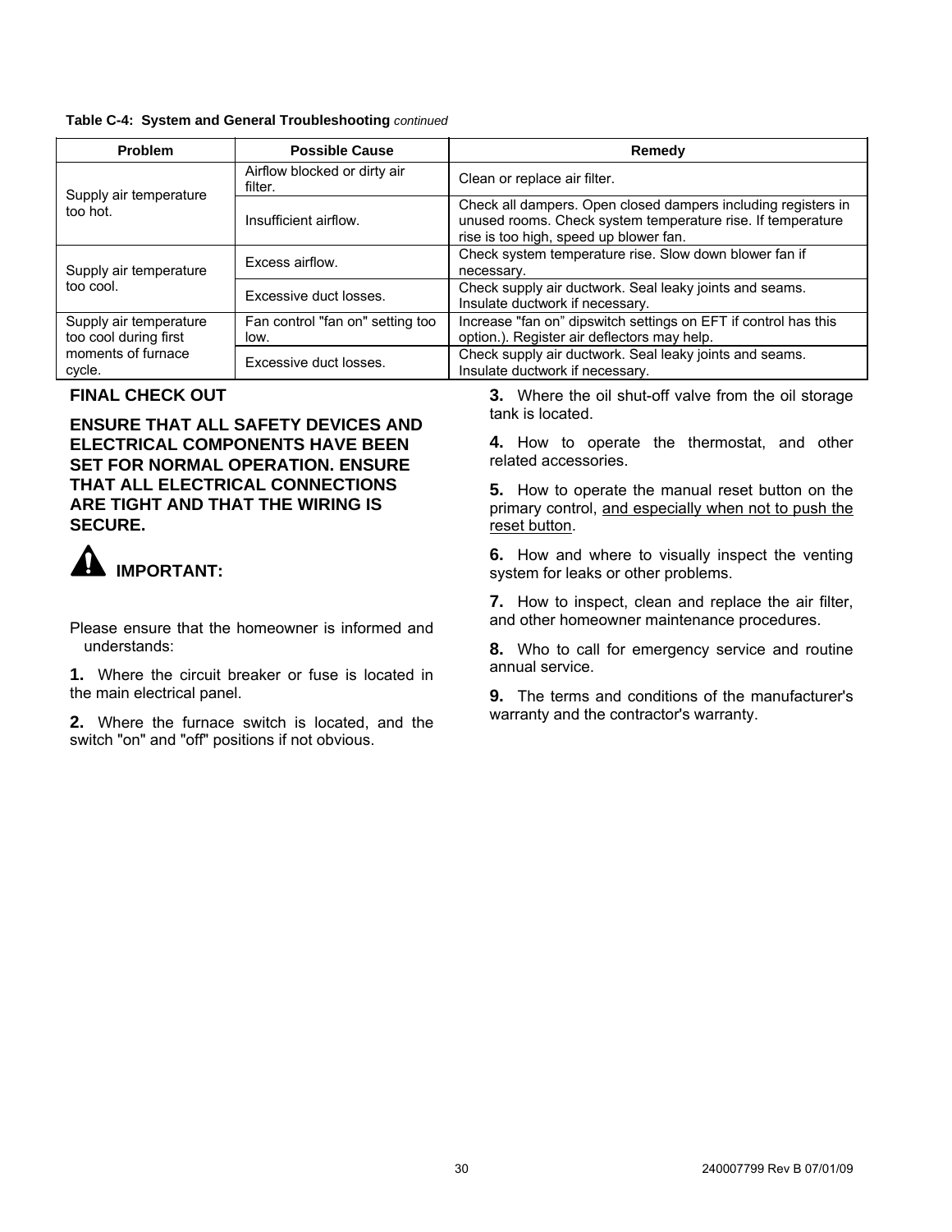**Table C-4: System and General Troubleshooting** *continued*

| Problem | Possible Cause | Remedy |
|---|---|---|
| Supply air temperature too hot. | Airflow blocked or dirty air filter. | Clean or replace air filter. |
| | Insufficient airflow. | Check all dampers. Open closed dampers including registers in unused rooms. Check system temperature rise. If temperature rise is too high, speed up blower fan. |
| Supply air temperature too cool. | Excess airflow. | Check system temperature rise. Slow down blower fan if necessary. |
| | Excessive duct losses. | Check supply air ductwork. Seal leaky joints and seams. Insulate ductwork if necessary. |
| Supply air temperature too cool during first moments of furnace cycle. | Fan control "fan on" setting too low. | Increase "fan on" dipswitch settings on EFT if control has this option.). Register air deflectors may help. |
| | Excessive duct losses. | Check supply air ductwork. Seal leaky joints and seams. Insulate ductwork if necessary. |

## FINAL CHECK OUT

**ENSURE THAT ALL SAFETY DEVICES AND ELECTRICAL COMPONENTS HAVE BEEN SET FOR NORMAL OPERATION. ENSURE THAT ALL ELECTRICAL CONNECTIONS ARE TIGHT AND THAT THE WIRING IS SECURE.**

**IMPORTANT:**

Please ensure that the homeowner is informed and understands:

**1.** Where the circuit breaker or fuse is located in the main electrical panel.

**2.** Where the furnace switch is located, and the switch "on" and "off" positions if not obvious.

**3.** Where the oil shut-off valve from the oil storage tank is located.

**4.** How to operate the thermostat, and other related accessories.

**5.** How to operate the manual reset button on the primary control, <u>and especially when not to push the reset button</u>.

**6.** How and where to visually inspect the venting system for leaks or other problems.

**7.** How to inspect, clean and replace the air filter, and other homeowner maintenance procedures.

**8.** Who to call for emergency service and routine annual service.

**9.** The terms and conditions of the manufacturer's warranty and the contractor's warranty.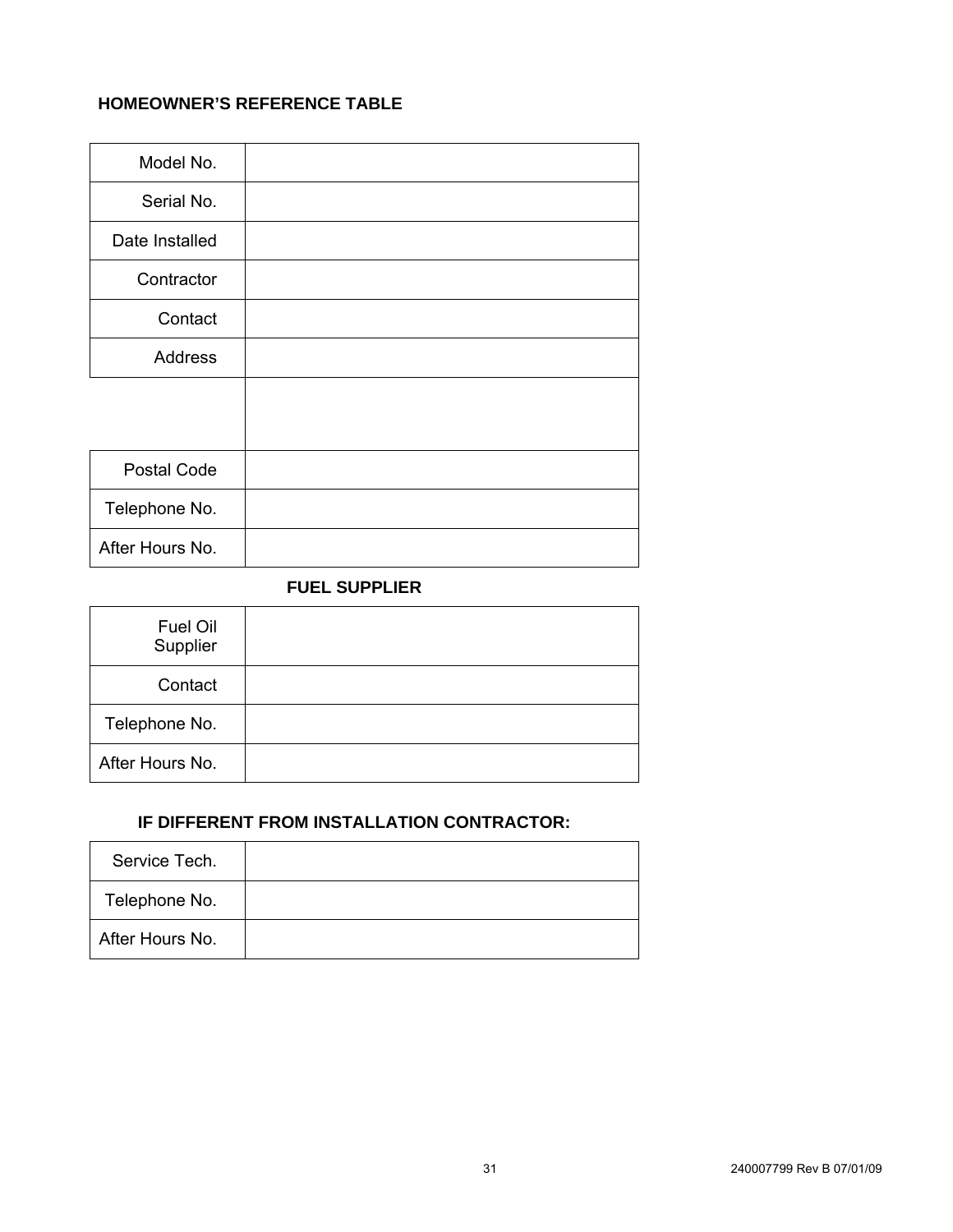## HOMEOWNER'S REFERENCE TABLE

| | |
|---|---|
| Model No. | |
| Serial No. | |
| Date Installed | |
| Contractor | |
| Contact | |
| Address | |
| | |
| Postal Code | |
| Telephone No. | |
| After Hours No. | |

### FUEL SUPPLIER

| | |
|---|---|
| Fuel Oil Supplier | |
| Contact | |
| Telephone No. | |
| After Hours No. | |

### IF DIFFERENT FROM INSTALLATION CONTRACTOR:

| | |
|---|---|
| Service Tech. | |
| Telephone No. | |
| After Hours No. | |

240007799 Rev B 07/01/09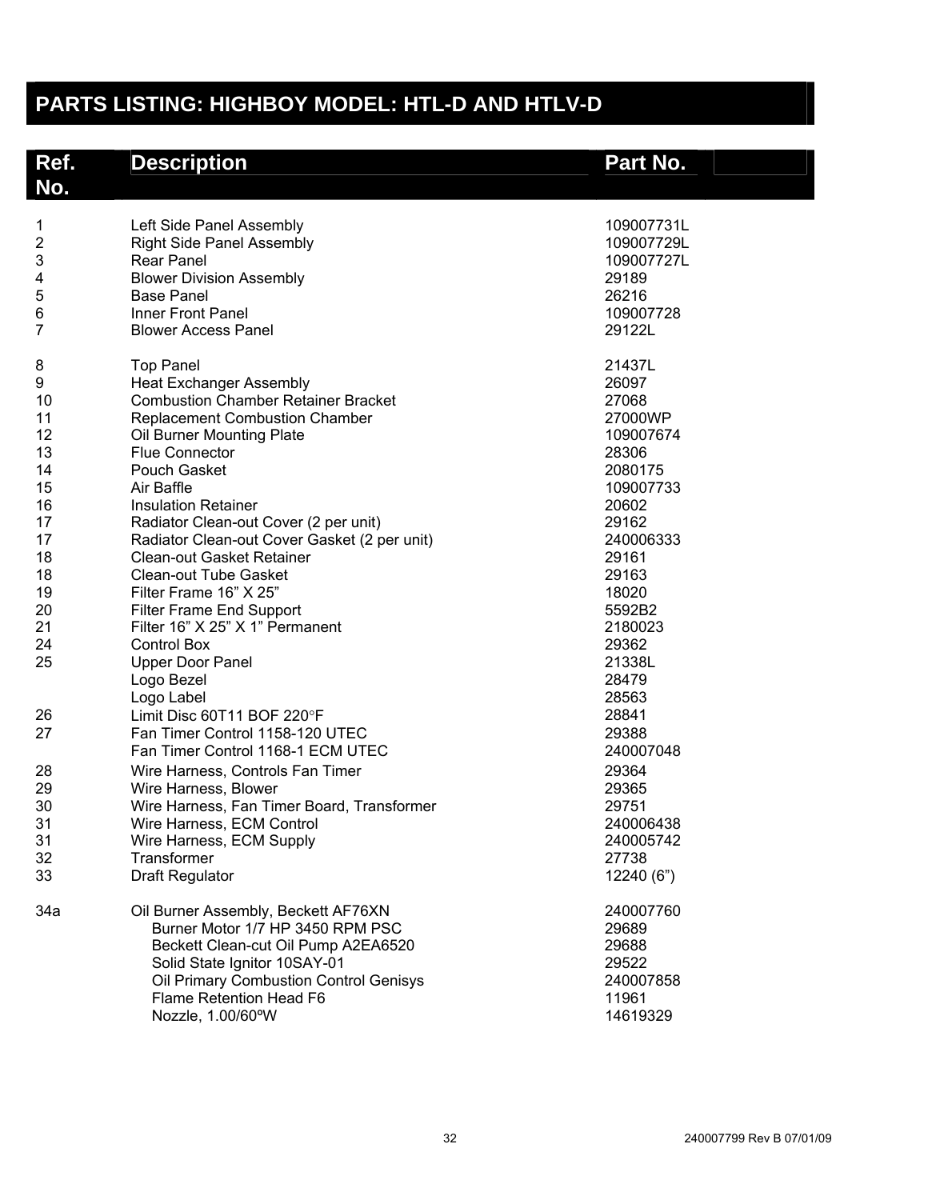## PARTS LISTING: HIGHBOY MODEL: HTL-D AND HTLV-D

| Ref. No. | Description | Part No. |
|---|---|---|
| 1 | Left Side Panel Assembly | 109007731L |
| 2 | Right Side Panel Assembly | 109007729L |
| 3 | Rear Panel | 109007727L |
| 4 | Blower Division Assembly | 29189 |
| 5 | Base Panel | 26216 |
| 6 | Inner Front Panel | 109007728 |
| 7 | Blower Access Panel | 29122L |
| 8 | Top Panel | 21437L |
| 9 | Heat Exchanger Assembly | 26097 |
| 10 | Combustion Chamber Retainer Bracket | 27068 |
| 11 | Replacement Combustion Chamber | 27000WP |
| 12 | Oil Burner Mounting Plate | 109007674 |
| 13 | Flue Connector | 28306 |
| 14 | Pouch Gasket | 2080175 |
| 15 | Air Baffle | 109007733 |
| 16 | Insulation Retainer | 20602 |
| 17 | Radiator Clean-out Cover (2 per unit) | 29162 |
| 17 | Radiator Clean-out Cover Gasket (2 per unit) | 240006333 |
| 18 | Clean-out Gasket Retainer | 29161 |
| 18 | Clean-out Tube Gasket | 29163 |
| 19 | Filter Frame 16” X 25” | 18020 |
| 20 | Filter Frame End Support | 5592B2 |
| 21 | Filter 16” X 25” X 1” Permanent | 2180023 |
| 24 | Control Box | 29362 |
| 25 | Upper Door Panel | 21338L |
| | Logo Bezel | 28479 |
| | Logo Label | 28563 |
| 26 | Limit Disc 60T11 BOF 220°F | 28841 |
| 27 | Fan Timer Control 1158-120 UTEC | 29388 |
| | Fan Timer Control 1168-1 ECM UTEC | 240007048 |
| 28 | Wire Harness, Controls Fan Timer | 29364 |
| 29 | Wire Harness, Blower | 29365 |
| 30 | Wire Harness, Fan Timer Board, Transformer | 29751 |
| 31 | Wire Harness, ECM Control | 240006438 |
| 31 | Wire Harness, ECM Supply | 240005742 |
| 32 | Transformer | 27738 |
| 33 | Draft Regulator | 12240 (6”) |
| 34a | Oil Burner Assembly, Beckett AF76XN | 240007760 |
| | Burner Motor 1/7 HP 3450 RPM PSC | 29689 |
| | Beckett Clean-cut Oil Pump A2EA6520 | 29688 |
| | Solid State Ignitor 10SAY-01 | 29522 |
| | Oil Primary Combustion Control Genisys | 240007858 |
| | Flame Retention Head F6 | 11961 |
| | Nozzle, 1.00/60ºW | 14619329 |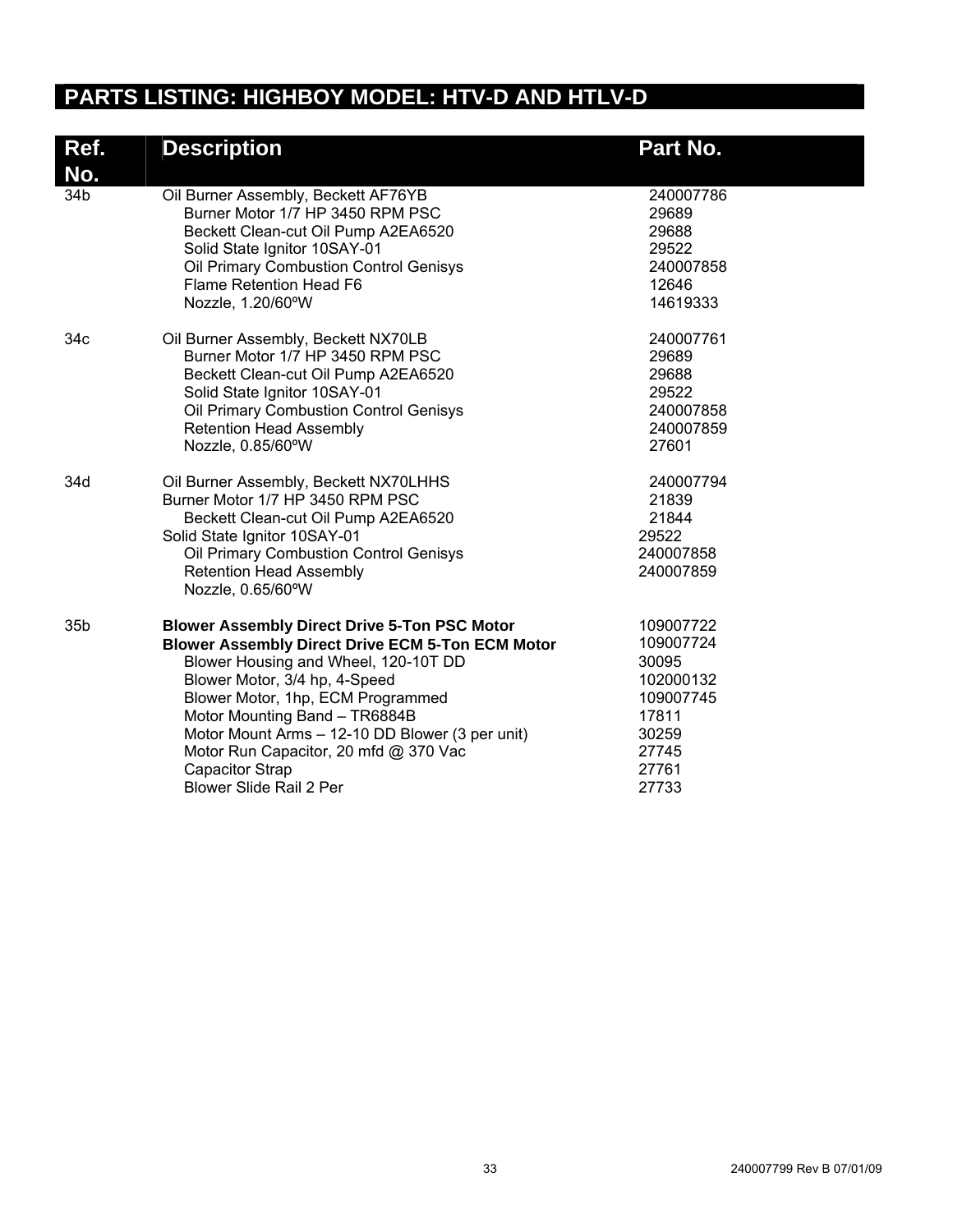# PARTS LISTING: HIGHBOY MODEL: HTV-D AND HTLV-D

| Ref. No. | Description | Part No. |
|---|---|---|
| 34b | Oil Burner Assembly, Beckett AF76YB | 240007786 |
| | Burner Motor 1/7 HP 3450 RPM PSC | 29689 |
| | Beckett Clean-cut Oil Pump A2EA6520 | 29688 |
| | Solid State Ignitor 10SAY-01 | 29522 |
| | Oil Primary Combustion Control Genisys | 240007858 |
| | Flame Retention Head F6 | 12646 |
| | Nozzle, 1.20/60ºW | 14619333 |
| 34c | Oil Burner Assembly, Beckett NX70LB | 240007761 |
| | Burner Motor 1/7 HP 3450 RPM PSC | 29689 |
| | Beckett Clean-cut Oil Pump A2EA6520 | 29688 |
| | Solid State Ignitor 10SAY-01 | 29522 |
| | Oil Primary Combustion Control Genisys | 240007858 |
| | Retention Head Assembly | 240007859 |
| | Nozzle, 0.85/60ºW | 27601 |
| 34d | Oil Burner Assembly, Beckett NX70LHHS | 240007794 |
| | Burner Motor 1/7 HP 3450 RPM PSC | 21839 |
| | Beckett Clean-cut Oil Pump A2EA6520 | 21844 |
| | Solid State Ignitor 10SAY-01 | 29522 |
| | Oil Primary Combustion Control Genisys | 240007858 |
| | Retention Head Assembly | 240007859 |
| | Nozzle, 0.65/60ºW | |
| 35b | **Blower Assembly Direct Drive 5-Ton PSC Motor** | 109007722 |
| | **Blower Assembly Direct Drive ECM 5-Ton ECM Motor** | 109007724 |
| | Blower Housing and Wheel, 120-10T DD | 30095 |
| | Blower Motor, 3/4 hp, 4-Speed | 102000132 |
| | Blower Motor, 1hp, ECM Programmed | 109007745 |
| | Motor Mounting Band – TR6884B | 17811 |
| | Motor Mount Arms – 12-10 DD Blower (3 per unit) | 30259 |
| | Motor Run Capacitor, 20 mfd @ 370 Vac | 27745 |
| | Capacitor Strap | 27761 |
| | Blower Slide Rail 2 Per | 27733 |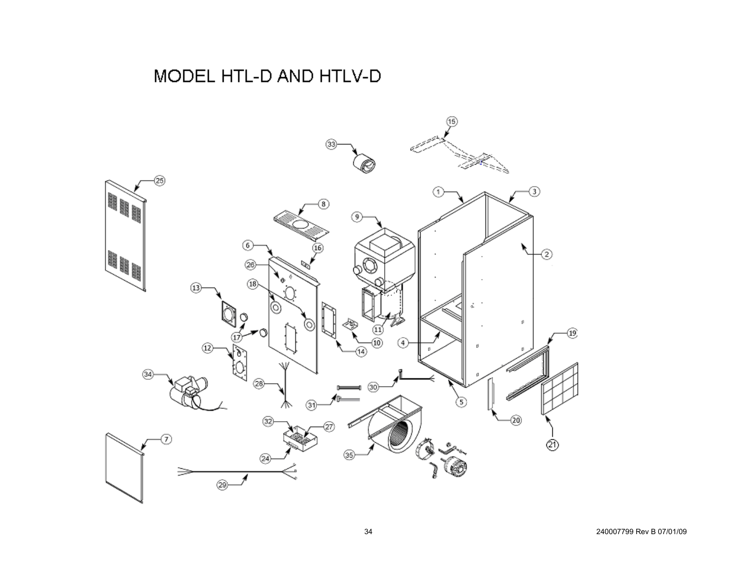# MODEL HTL-D AND HTLV-D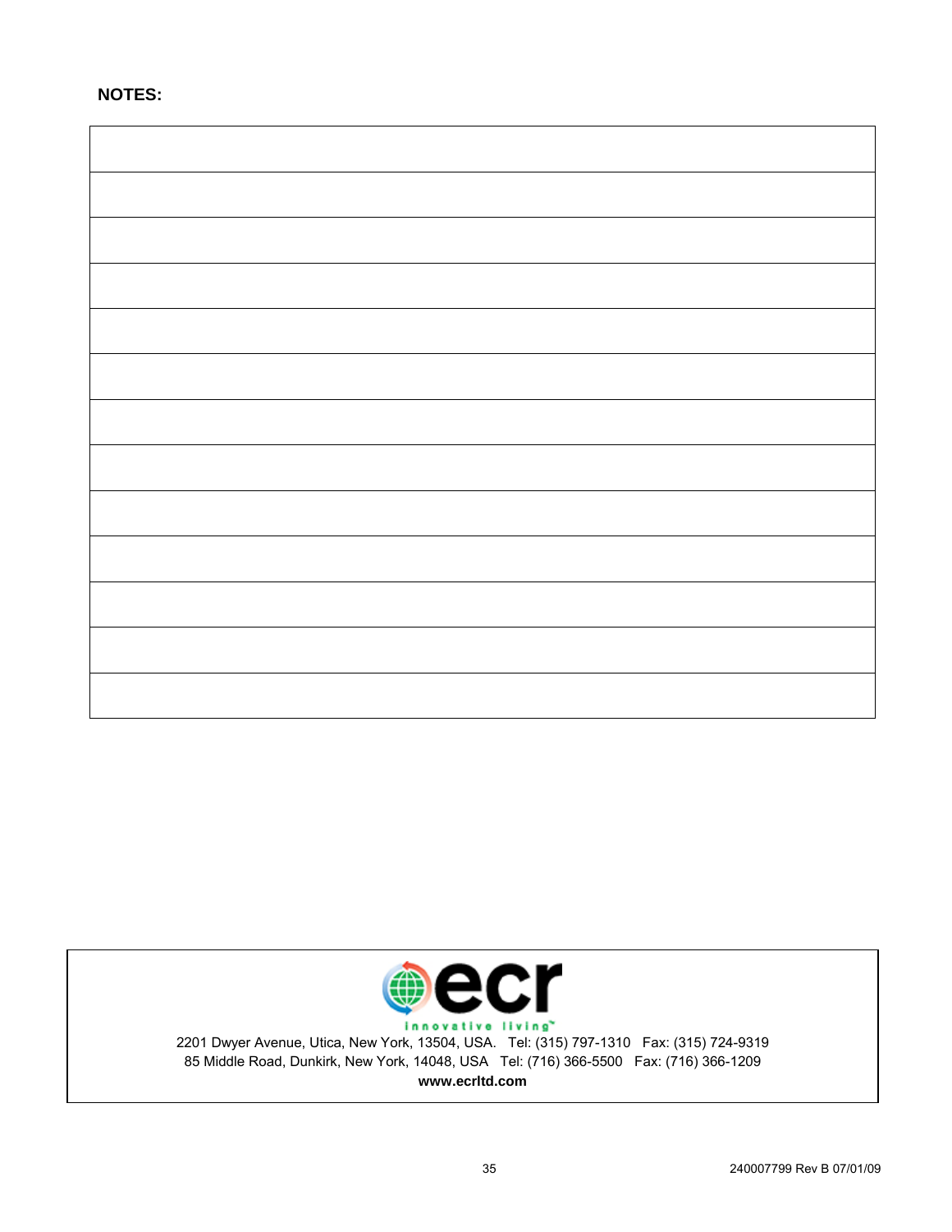**NOTES:**

| |
|---|
| |
| |
| |
| |
| |
| |
| |
| |
| |
| |
| |
| |

ecr
innovative living™

2201 Dwyer Avenue, Utica, New York, 13504, USA. Tel: (315) 797-1310 Fax: (315) 724-9319
85 Middle Road, Dunkirk, New York, 14048, USA Tel: (716) 366-5500 Fax: (716) 366-1209
**www.ecrltd.com**

240007799 Rev B 07/01/09